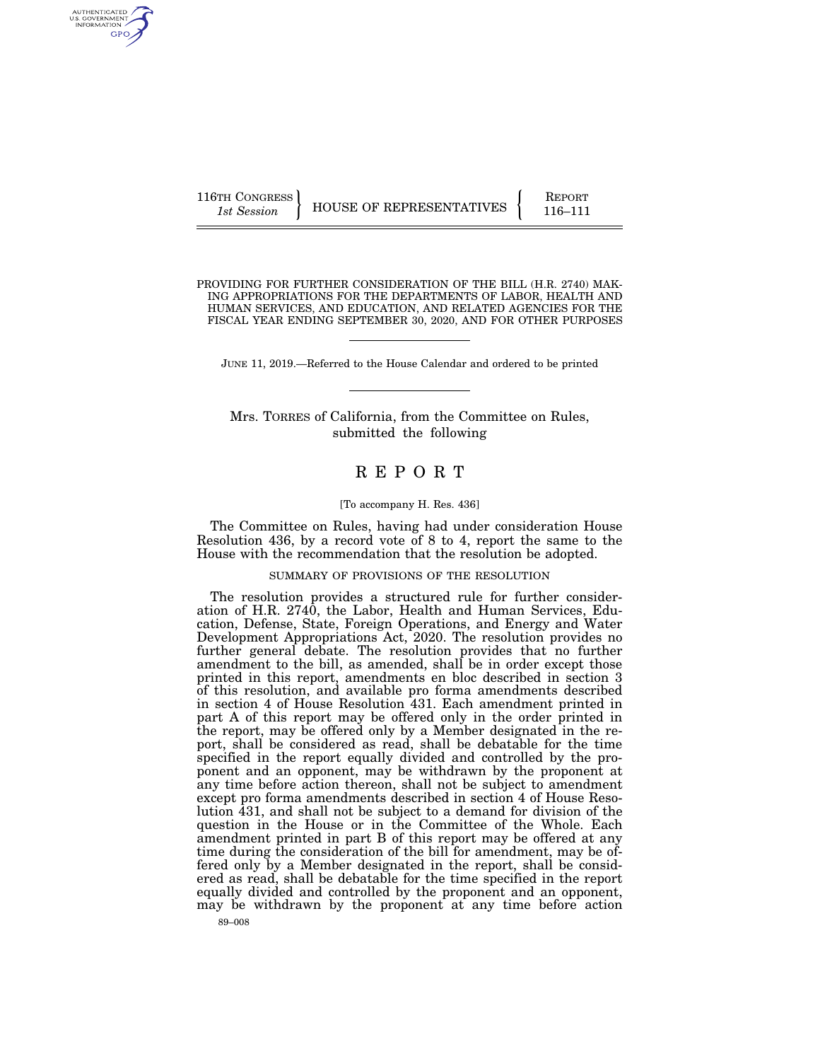116TH CONGRESS
*1st Session*

HOUSE OF REPRESENTATIVES

REPORT
116–111

PROVIDING FOR FURTHER CONSIDERATION OF THE BILL (H.R. 2740) MAKING APPROPRIATIONS FOR THE DEPARTMENTS OF LABOR, HEALTH AND HUMAN SERVICES, AND EDUCATION, AND RELATED AGENCIES FOR THE FISCAL YEAR ENDING SEPTEMBER 30, 2020, AND FOR OTHER PURPOSES

JUNE 11, 2019.—Referred to the House Calendar and ordered to be printed

Mrs. TORRES of California, from the Committee on Rules, submitted the following

# R E P O R T

[To accompany H. Res. 436]

The Committee on Rules, having had under consideration House Resolution 436, by a record vote of 8 to 4, report the same to the House with the recommendation that the resolution be adopted.

## SUMMARY OF PROVISIONS OF THE RESOLUTION

The resolution provides a structured rule for further consideration of H.R. 2740, the Labor, Health and Human Services, Education, Defense, State, Foreign Operations, and Energy and Water Development Appropriations Act, 2020. The resolution provides no further general debate. The resolution provides that no further amendment to the bill, as amended, shall be in order except those printed in this report, amendments en bloc described in section 3 of this resolution, and available pro forma amendments described in section 4 of House Resolution 431. Each amendment printed in part A of this report may be offered only in the order printed in the report, may be offered only by a Member designated in the report, shall be considered as read, shall be debatable for the time specified in the report equally divided and controlled by the proponent and an opponent, may be withdrawn by the proponent at any time before action thereon, shall not be subject to amendment except pro forma amendments described in section 4 of House Resolution 431, and shall not be subject to a demand for division of the question in the House or in the Committee of the Whole. Each amendment printed in part B of this report may be offered at any time during the consideration of the bill for amendment, may be offered only by a Member designated in the report, shall be considered as read, shall be debatable for the time specified in the report equally divided and controlled by the proponent and an opponent, may be withdrawn by the proponent at any time before action

89–008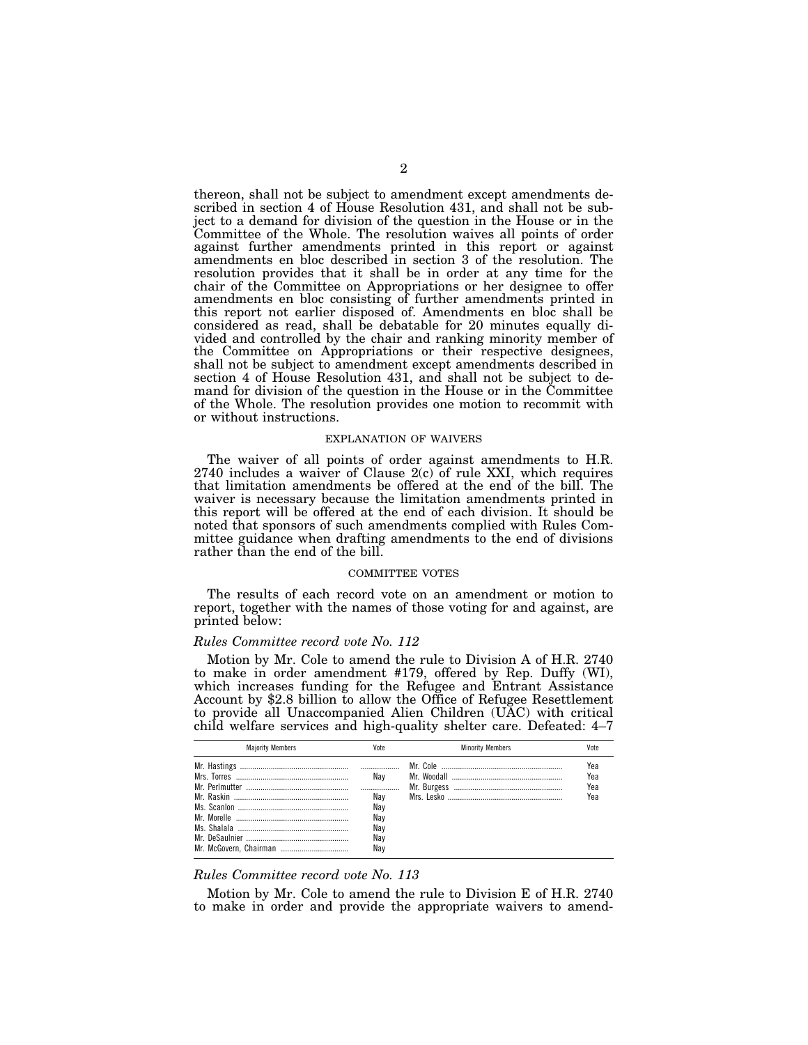thereon, shall not be subject to amendment except amendments described in section 4 of House Resolution 431, and shall not be subject to a demand for division of the question in the House or in the Committee of the Whole. The resolution waives all points of order against further amendments printed in this report or against amendments en bloc described in section 3 of the resolution. The resolution provides that it shall be in order at any time for the chair of the Committee on Appropriations or her designee to offer amendments en bloc consisting of further amendments printed in this report not earlier disposed of. Amendments en bloc shall be considered as read, shall be debatable for 20 minutes equally divided and controlled by the chair and ranking minority member of the Committee on Appropriations or their respective designees, shall not be subject to amendment except amendments described in section 4 of House Resolution 431, and shall not be subject to demand for division of the question in the House or in the Committee of the Whole. The resolution provides one motion to recommit with or without instructions.

## EXPLANATION OF WAIVERS

The waiver of all points of order against amendments to H.R. 2740 includes a waiver of Clause 2(c) of rule XXI, which requires that limitation amendments be offered at the end of the bill. The waiver is necessary because the limitation amendments printed in this report will be offered at the end of each division. It should be noted that sponsors of such amendments complied with Rules Committee guidance when drafting amendments to the end of divisions rather than the end of the bill.

## COMMITTEE VOTES

The results of each record vote on an amendment or motion to report, together with the names of those voting for and against, are printed below:

*Rules Committee record vote No. 112*

Motion by Mr. Cole to amend the rule to Division A of H.R. 2740 to make in order amendment #179, offered by Rep. Duffy (WI), which increases funding for the Refugee and Entrant Assistance Account by $2.8 billion to allow the Office of Refugee Resettlement to provide all Unaccompanied Alien Children (UAC) with critical child welfare services and high-quality shelter care. Defeated: 4–7

| Majority Members | Vote | Minority Members | Vote |
|---|---|---|---|
| Mr. Hastings | | Mr. Cole | Yea |
| Mrs. Torres | Nay | Mr. Woodall | Yea |
| Mr. Perlmutter | | Mr. Burgess | Yea |
| Mr. Raskin | Nay | Mrs. Lesko | Yea |
| Ms. Scanlon | Nay | | |
| Mr. Morelle | Nay | | |
| Ms. Shalala | Nay | | |
| Mr. DeSaulnier | Nay | | |
| Mr. McGovern, Chairman | Nay | | |

*Rules Committee record vote No. 113*

Motion by Mr. Cole to amend the rule to Division E of H.R. 2740 to make in order and provide the appropriate waivers to amend-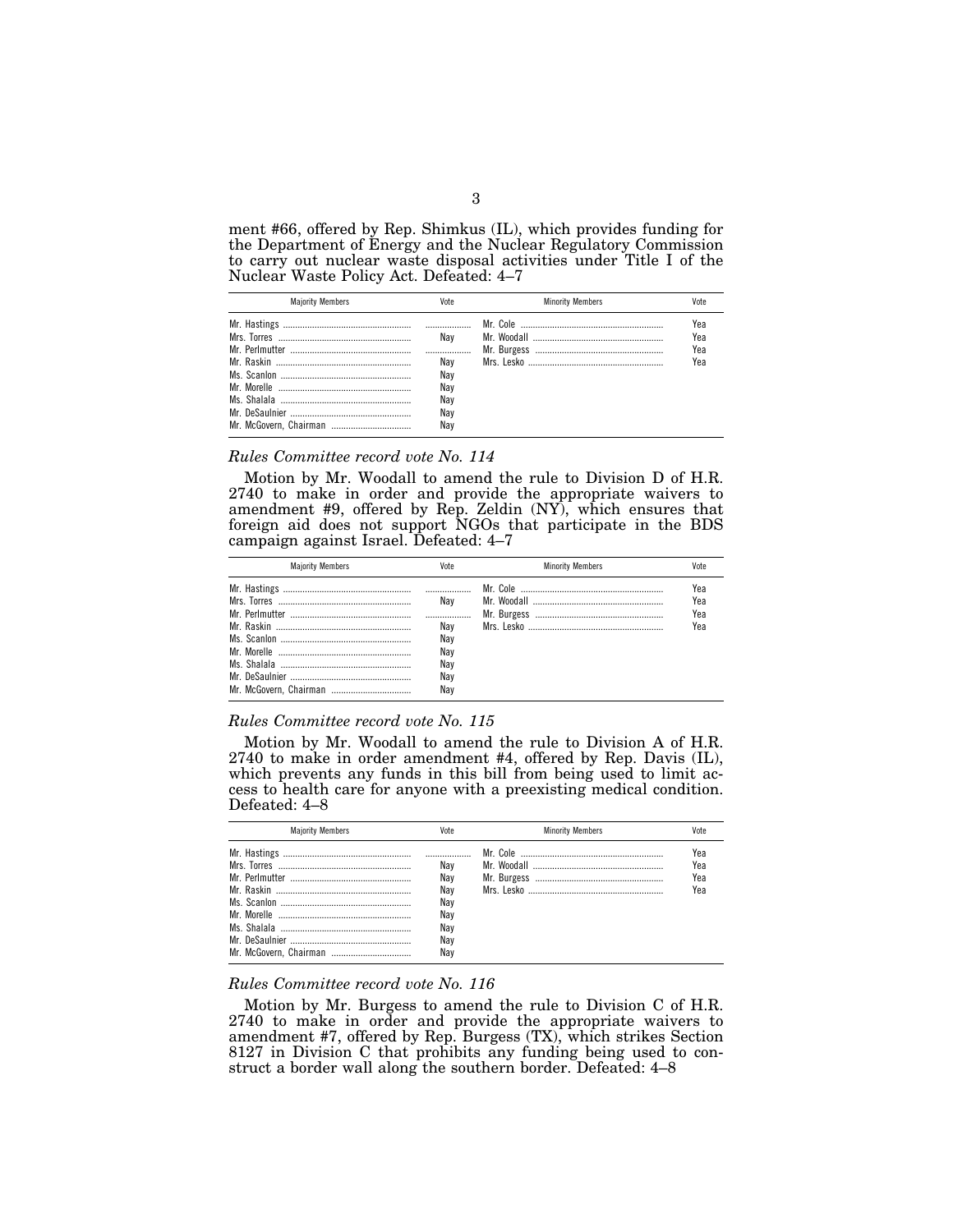ment #66, offered by Rep. Shimkus (IL), which provides funding for the Department of Energy and the Nuclear Regulatory Commission to carry out nuclear waste disposal activities under Title I of the Nuclear Waste Policy Act. Defeated: 4–7

| Majority Members | Vote | Minority Members | Vote |
|---|---|---|---|
| Mr. Hastings | .................. | Mr. Cole | Yea |
| Mrs. Torres | Nay | Mr. Woodall | Yea |
| Mr. Perlmutter | .................. | Mr. Burgess | Yea |
| Mr. Raskin | Nay | Mrs. Lesko | Yea |
| Ms. Scanlon | Nay | | |
| Mr. Morelle | Nay | | |
| Ms. Shalala | Nay | | |
| Mr. DeSaulnier | Nay | | |
| Mr. McGovern, Chairman | Nay | | |

*Rules Committee record vote No. 114*

Motion by Mr. Woodall to amend the rule to Division D of H.R. 2740 to make in order and provide the appropriate waivers to amendment #9, offered by Rep. Zeldin (NY), which ensures that foreign aid does not support NGOs that participate in the BDS campaign against Israel. Defeated: 4–7

| Majority Members | Vote | Minority Members | Vote |
|---|---|---|---|
| Mr. Hastings | .................. | Mr. Cole | Yea |
| Mrs. Torres | Nay | Mr. Woodall | Yea |
| Mr. Perlmutter | .................. | Mr. Burgess | Yea |
| Mr. Raskin | Nay | Mrs. Lesko | Yea |
| Ms. Scanlon | Nay | | |
| Mr. Morelle | Nay | | |
| Ms. Shalala | Nay | | |
| Mr. DeSaulnier | Nay | | |
| Mr. McGovern, Chairman | Nay | | |

*Rules Committee record vote No. 115*

Motion by Mr. Woodall to amend the rule to Division A of H.R. 2740 to make in order amendment #4, offered by Rep. Davis (IL), which prevents any funds in this bill from being used to limit access to health care for anyone with a preexisting medical condition. Defeated: 4–8

| Majority Members | Vote | Minority Members | Vote |
|---|---|---|---|
| Mr. Hastings | .................. | Mr. Cole | Yea |
| Mrs. Torres | Nay | Mr. Woodall | Yea |
| Mr. Perlmutter | Nay | Mr. Burgess | Yea |
| Mr. Raskin | Nay | Mrs. Lesko | Yea |
| Ms. Scanlon | Nay | | |
| Mr. Morelle | Nay | | |
| Ms. Shalala | Nay | | |
| Mr. DeSaulnier | Nay | | |
| Mr. McGovern, Chairman | Nay | | |

*Rules Committee record vote No. 116*

Motion by Mr. Burgess to amend the rule to Division C of H.R. 2740 to make in order and provide the appropriate waivers to amendment #7, offered by Rep. Burgess (TX), which strikes Section 8127 in Division C that prohibits any funding being used to construct a border wall along the southern border. Defeated: 4–8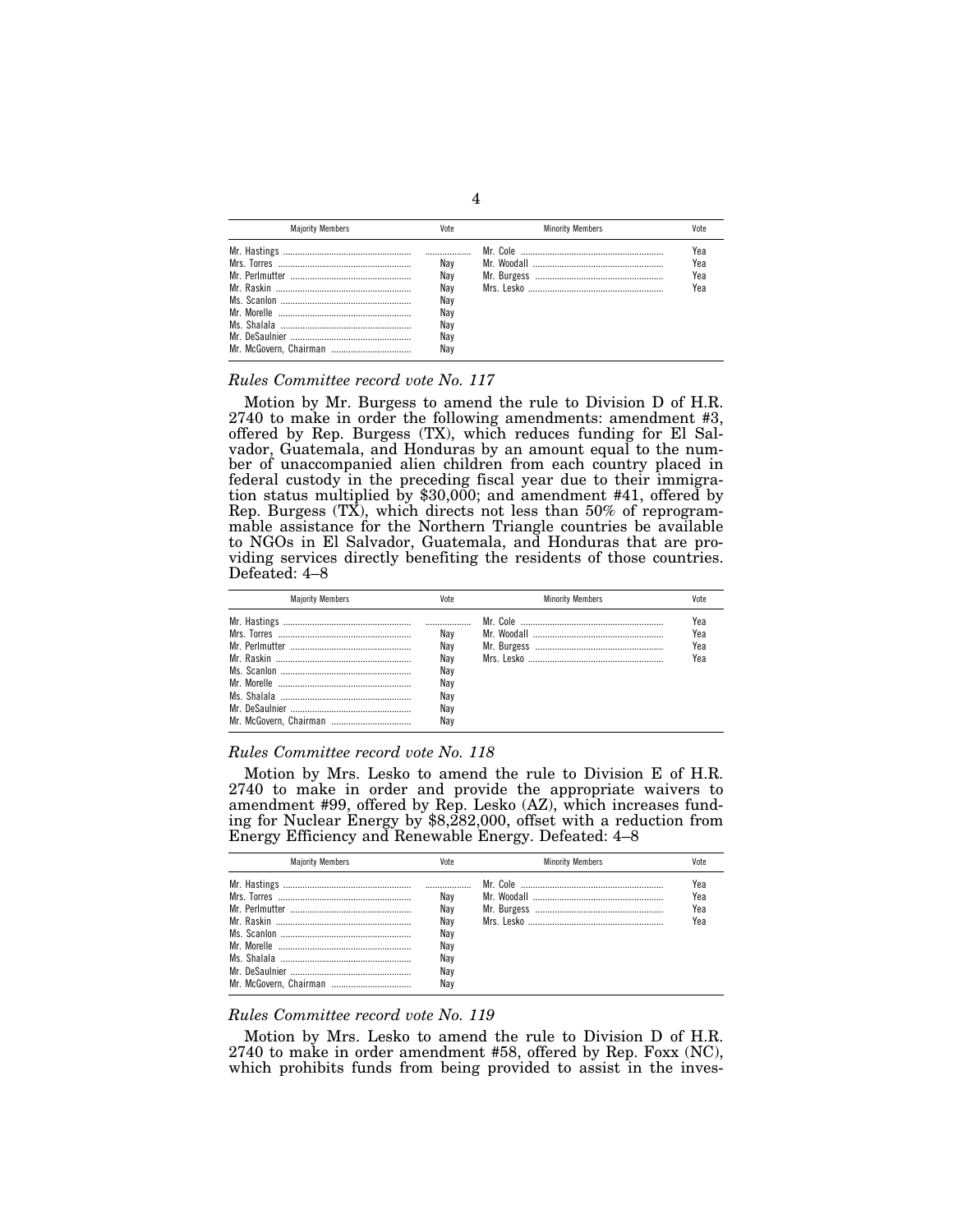| Majority Members | Vote | Minority Members | Vote |
|---|---|---|---|
| Mr. Hastings | .................. | Mr. Cole | Yea |
| Mrs. Torres | Nay | Mr. Woodall | Yea |
| Mr. Perlmutter | Nay | Mr. Burgess | Yea |
| Mr. Raskin | Nay | Mrs. Lesko | Yea |
| Ms. Scanlon | Nay | | |
| Mr. Morelle | Nay | | |
| Ms. Shalala | Nay | | |
| Mr. DeSaulnier | Nay | | |
| Mr. McGovern, Chairman | Nay | | |

*Rules Committee record vote No. 117*

Motion by Mr. Burgess to amend the rule to Division D of H.R. 2740 to make in order the following amendments: amendment #3, offered by Rep. Burgess (TX), which reduces funding for El Salvador, Guatemala, and Honduras by an amount equal to the number of unaccompanied alien children from each country placed in federal custody in the preceding fiscal year due to their immigration status multiplied by $30,000; and amendment #41, offered by Rep. Burgess (TX), which directs not less than 50% of reprogrammable assistance for the Northern Triangle countries be available to NGOs in El Salvador, Guatemala, and Honduras that are providing services directly benefiting the residents of those countries. Defeated: 4–8

| Majority Members | Vote | Minority Members | Vote |
|---|---|---|---|
| Mr. Hastings | .................. | Mr. Cole | Yea |
| Mrs. Torres | Nay | Mr. Woodall | Yea |
| Mr. Perlmutter | Nay | Mr. Burgess | Yea |
| Mr. Raskin | Nay | Mrs. Lesko | Yea |
| Ms. Scanlon | Nay | | |
| Mr. Morelle | Nay | | |
| Ms. Shalala | Nay | | |
| Mr. DeSaulnier | Nay | | |
| Mr. McGovern, Chairman | Nay | | |

*Rules Committee record vote No. 118*

Motion by Mrs. Lesko to amend the rule to Division E of H.R. 2740 to make in order and provide the appropriate waivers to amendment #99, offered by Rep. Lesko (AZ), which increases funding for Nuclear Energy by $8,282,000, offset with a reduction from Energy Efficiency and Renewable Energy. Defeated: 4–8

| Majority Members | Vote | Minority Members | Vote |
|---|---|---|---|
| Mr. Hastings | .................. | Mr. Cole | Yea |
| Mrs. Torres | Nay | Mr. Woodall | Yea |
| Mr. Perlmutter | Nay | Mr. Burgess | Yea |
| Mr. Raskin | Nay | Mrs. Lesko | Yea |
| Ms. Scanlon | Nay | | |
| Mr. Morelle | Nay | | |
| Ms. Shalala | Nay | | |
| Mr. DeSaulnier | Nay | | |
| Mr. McGovern, Chairman | Nay | | |

*Rules Committee record vote No. 119*

Motion by Mrs. Lesko to amend the rule to Division D of H.R. 2740 to make in order amendment #58, offered by Rep. Foxx (NC), which prohibits funds from being provided to assist in the inves-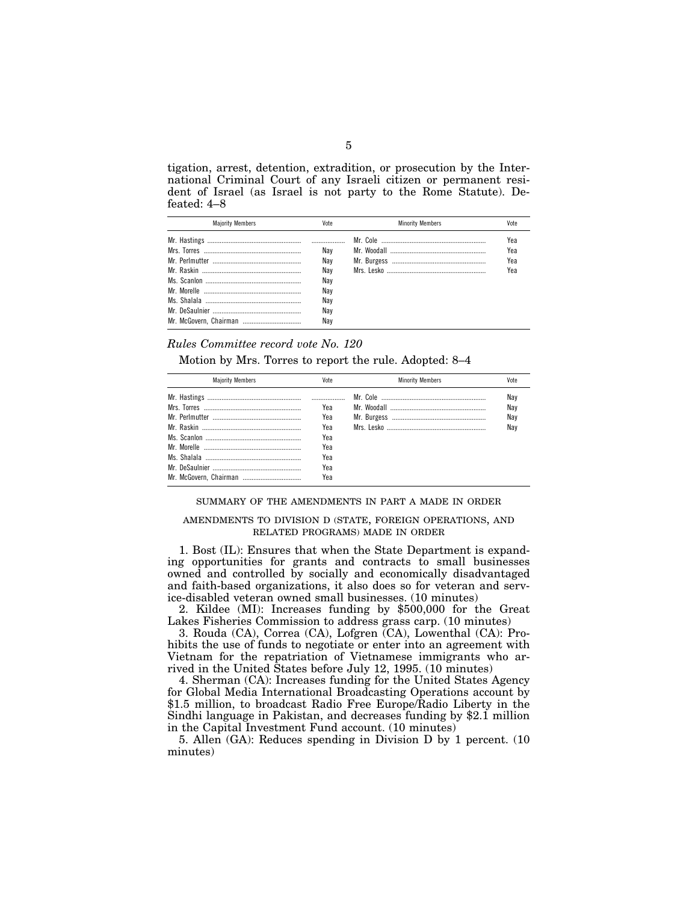tigation, arrest, detention, extradition, or prosecution by the International Criminal Court of any Israeli citizen or permanent resident of Israel (as Israel is not party to the Rome Statute). Defeated: 4–8

| Majority Members | Vote | Minority Members | Vote |
|---|---|---|---|
| Mr. Hastings | | Mr. Cole | Yea |
| Mrs. Torres | Nay | Mr. Woodall | Yea |
| Mr. Perlmutter | Nay | Mr. Burgess | Yea |
| Mr. Raskin | Nay | Mrs. Lesko | Yea |
| Ms. Scanlon | Nay | | |
| Mr. Morelle | Nay | | |
| Ms. Shalala | Nay | | |
| Mr. DeSaulnier | Nay | | |
| Mr. McGovern, Chairman | Nay | | |

*Rules Committee record vote No. 120*

Motion by Mrs. Torres to report the rule. Adopted: 8–4

| Majority Members | Vote | Minority Members | Vote |
|---|---|---|---|
| Mr. Hastings | | Mr. Cole | Nay |
| Mrs. Torres | Yea | Mr. Woodall | Nay |
| Mr. Perlmutter | Yea | Mr. Burgess | Nay |
| Mr. Raskin | Yea | Mrs. Lesko | Nay |
| Ms. Scanlon | Yea | | |
| Mr. Morelle | Yea | | |
| Ms. Shalala | Yea | | |
| Mr. DeSaulnier | Yea | | |
| Mr. McGovern, Chairman | Yea | | |

SUMMARY OF THE AMENDMENTS IN PART A MADE IN ORDER

AMENDMENTS TO DIVISION D (STATE, FOREIGN OPERATIONS, AND RELATED PROGRAMS) MADE IN ORDER

1. Bost (IL): Ensures that when the State Department is expanding opportunities for grants and contracts to small businesses owned and controlled by socially and economically disadvantaged and faith-based organizations, it also does so for veteran and service-disabled veteran owned small businesses. (10 minutes)

2. Kildee (MI): Increases funding by $500,000 for the Great Lakes Fisheries Commission to address grass carp. (10 minutes)

3. Rouda (CA), Correa (CA), Lofgren (CA), Lowenthal (CA): Prohibits the use of funds to negotiate or enter into an agreement with Vietnam for the repatriation of Vietnamese immigrants who arrived in the United States before July 12, 1995. (10 minutes)

4. Sherman (CA): Increases funding for the United States Agency for Global Media International Broadcasting Operations account by $1.5 million, to broadcast Radio Free Europe/Radio Liberty in the Sindhi language in Pakistan, and decreases funding by $2.1 million in the Capital Investment Fund account. (10 minutes)

5. Allen (GA): Reduces spending in Division D by 1 percent. (10 minutes)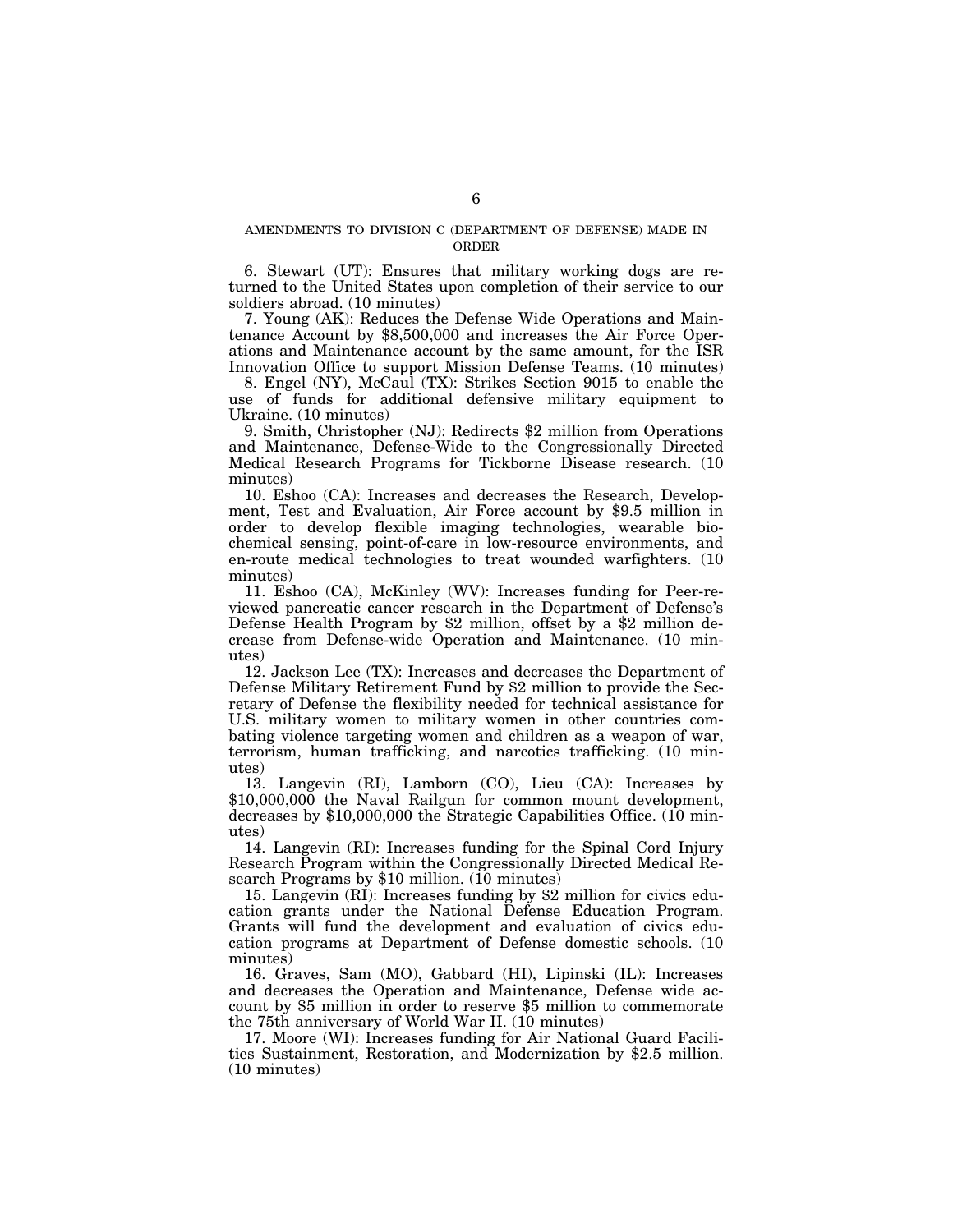AMENDMENTS TO DIVISION C (DEPARTMENT OF DEFENSE) MADE IN ORDER

6. Stewart (UT): Ensures that military working dogs are returned to the United States upon completion of their service to our soldiers abroad. (10 minutes)

7. Young (AK): Reduces the Defense Wide Operations and Maintenance Account by $8,500,000 and increases the Air Force Operations and Maintenance account by the same amount, for the ISR Innovation Office to support Mission Defense Teams. (10 minutes)

8. Engel (NY), McCaul (TX): Strikes Section 9015 to enable the use of funds for additional defensive military equipment to Ukraine. (10 minutes)

9. Smith, Christopher (NJ): Redirects $2 million from Operations and Maintenance, Defense-Wide to the Congressionally Directed Medical Research Programs for Tickborne Disease research. (10 minutes)

10. Eshoo (CA): Increases and decreases the Research, Development, Test and Evaluation, Air Force account by $9.5 million in order to develop flexible imaging technologies, wearable biochemical sensing, point-of-care in low-resource environments, and en-route medical technologies to treat wounded warfighters. (10 minutes)

11. Eshoo (CA), McKinley (WV): Increases funding for Peer-reviewed pancreatic cancer research in the Department of Defense's Defense Health Program by $2 million, offset by a $2 million decrease from Defense-wide Operation and Maintenance. (10 minutes)

12. Jackson Lee (TX): Increases and decreases the Department of Defense Military Retirement Fund by $2 million to provide the Secretary of Defense the flexibility needed for technical assistance for U.S. military women to military women in other countries combating violence targeting women and children as a weapon of war, terrorism, human trafficking, and narcotics trafficking. (10 minutes)

13. Langevin (RI), Lamborn (CO), Lieu (CA): Increases by $10,000,000 the Naval Railgun for common mount development, decreases by $10,000,000 the Strategic Capabilities Office. (10 minutes)

14. Langevin (RI): Increases funding for the Spinal Cord Injury Research Program within the Congressionally Directed Medical Research Programs by $10 million. (10 minutes)

15. Langevin (RI): Increases funding by $2 million for civics education grants under the National Defense Education Program. Grants will fund the development and evaluation of civics education programs at Department of Defense domestic schools. (10 minutes)

16. Graves, Sam (MO), Gabbard (HI), Lipinski (IL): Increases and decreases the Operation and Maintenance, Defense wide account by $5 million in order to reserve $5 million to commemorate the 75th anniversary of World War II. (10 minutes)

17. Moore (WI): Increases funding for Air National Guard Facilities Sustainment, Restoration, and Modernization by $2.5 million. (10 minutes)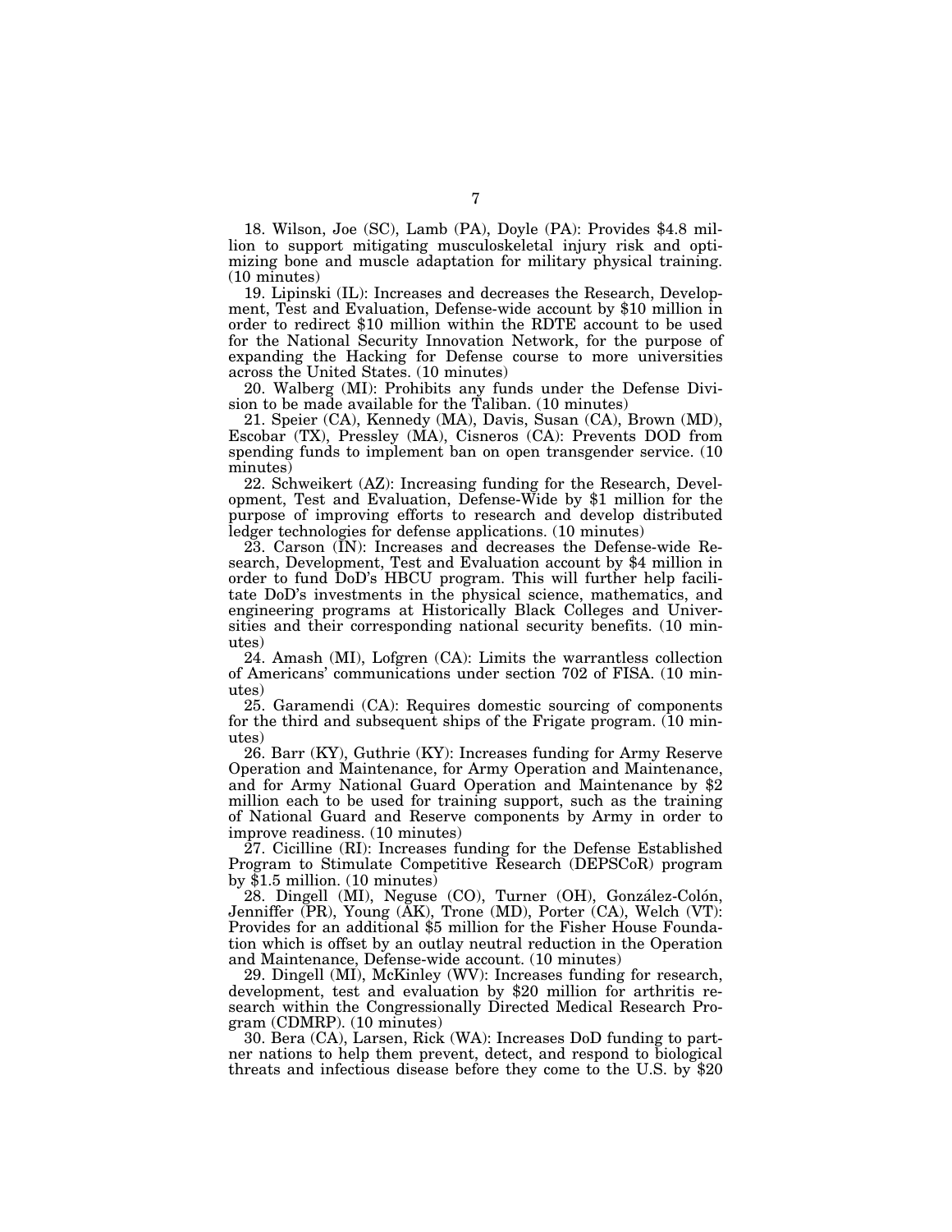18. Wilson, Joe (SC), Lamb (PA), Doyle (PA): Provides $4.8 million to support mitigating musculoskeletal injury risk and optimizing bone and muscle adaptation for military physical training. (10 minutes)

19. Lipinski (IL): Increases and decreases the Research, Development, Test and Evaluation, Defense-wide account by $10 million in order to redirect $10 million within the RDTE account to be used for the National Security Innovation Network, for the purpose of expanding the Hacking for Defense course to more universities across the United States. (10 minutes)

20. Walberg (MI): Prohibits any funds under the Defense Division to be made available for the Taliban. (10 minutes)

21. Speier (CA), Kennedy (MA), Davis, Susan (CA), Brown (MD), Escobar (TX), Pressley (MA), Cisneros (CA): Prevents DOD from spending funds to implement ban on open transgender service. (10 minutes)

22. Schweikert (AZ): Increasing funding for the Research, Development, Test and Evaluation, Defense-Wide by $1 million for the purpose of improving efforts to research and develop distributed ledger technologies for defense applications. (10 minutes)

23. Carson (IN): Increases and decreases the Defense-wide Research, Development, Test and Evaluation account by $4 million in order to fund DoD's HBCU program. This will further help facilitate DoD's investments in the physical science, mathematics, and engineering programs at Historically Black Colleges and Universities and their corresponding national security benefits. (10 minutes)

24. Amash (MI), Lofgren (CA): Limits the warrantless collection of Americans' communications under section 702 of FISA. (10 minutes)

25. Garamendi (CA): Requires domestic sourcing of components for the third and subsequent ships of the Frigate program. (10 minutes)

26. Barr (KY), Guthrie (KY): Increases funding for Army Reserve Operation and Maintenance, for Army Operation and Maintenance, and for Army National Guard Operation and Maintenance by $2 million each to be used for training support, such as the training of National Guard and Reserve components by Army in order to improve readiness. (10 minutes)

27. Cicilline (RI): Increases funding for the Defense Established Program to Stimulate Competitive Research (DEPSCoR) program by $1.5 million. (10 minutes)

28. Dingell (MI), Neguse (CO), Turner (OH), González-Colón, Jenniffer (PR), Young (AK), Trone (MD), Porter (CA), Welch (VT): Provides for an additional $5 million for the Fisher House Foundation which is offset by an outlay neutral reduction in the Operation and Maintenance, Defense-wide account. (10 minutes)

29. Dingell (MI), McKinley (WV): Increases funding for research, development, test and evaluation by $20 million for arthritis research within the Congressionally Directed Medical Research Program (CDMRP). (10 minutes)

30. Bera (CA), Larsen, Rick (WA): Increases DoD funding to partner nations to help them prevent, detect, and respond to biological threats and infectious disease before they come to the U.S. by $20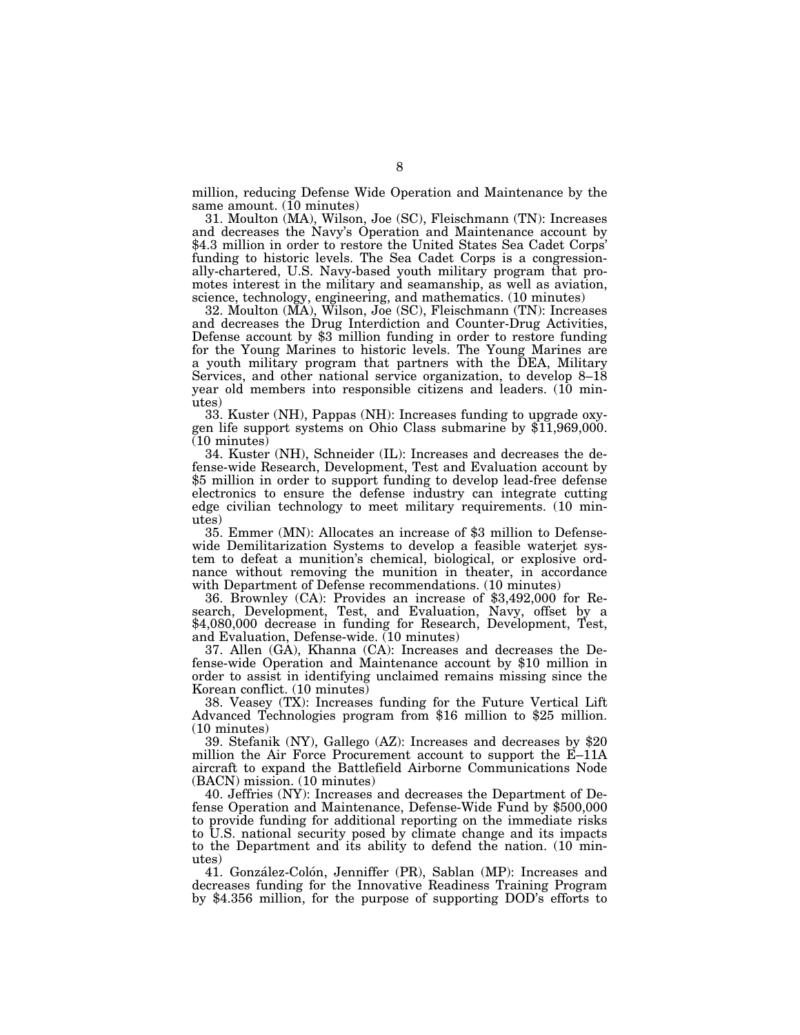million, reducing Defense Wide Operation and Maintenance by the same amount. (10 minutes)

31. Moulton (MA), Wilson, Joe (SC), Fleischmann (TN): Increases and decreases the Navy's Operation and Maintenance account by $4.3 million in order to restore the United States Sea Cadet Corps' funding to historic levels. The Sea Cadet Corps is a congressionally-chartered, U.S. Navy-based youth military program that promotes interest in the military and seamanship, as well as aviation, science, technology, engineering, and mathematics. (10 minutes)

32. Moulton (MA), Wilson, Joe (SC), Fleischmann (TN): Increases and decreases the Drug Interdiction and Counter-Drug Activities, Defense account by $3 million funding in order to restore funding for the Young Marines to historic levels. The Young Marines are a youth military program that partners with the DEA, Military Services, and other national service organization, to develop 8–18 year old members into responsible citizens and leaders. (10 minutes)

33. Kuster (NH), Pappas (NH): Increases funding to upgrade oxygen life support systems on Ohio Class submarine by $11,969,000. (10 minutes)

34. Kuster (NH), Schneider (IL): Increases and decreases the defense-wide Research, Development, Test and Evaluation account by $5 million in order to support funding to develop lead-free defense electronics to ensure the defense industry can integrate cutting edge civilian technology to meet military requirements. (10 minutes)

35. Emmer (MN): Allocates an increase of $3 million to Defense-wide Demilitarization Systems to develop a feasible waterjet system to defeat a munition's chemical, biological, or explosive ordnance without removing the munition in theater, in accordance with Department of Defense recommendations. (10 minutes)

36. Brownley (CA): Provides an increase of $3,492,000 for Research, Development, Test, and Evaluation, Navy, offset by a $4,080,000 decrease in funding for Research, Development, Test, and Evaluation, Defense-wide. (10 minutes)

37. Allen (GA), Khanna (CA): Increases and decreases the Defense-wide Operation and Maintenance account by $10 million in order to assist in identifying unclaimed remains missing since the Korean conflict. (10 minutes)

38. Veasey (TX): Increases funding for the Future Vertical Lift Advanced Technologies program from $16 million to $25 million. (10 minutes)

39. Stefanik (NY), Gallego (AZ): Increases and decreases by $20 million the Air Force Procurement account to support the E–11A aircraft to expand the Battlefield Airborne Communications Node (BACN) mission. (10 minutes)

40. Jeffries (NY): Increases and decreases the Department of Defense Operation and Maintenance, Defense-Wide Fund by $500,000 to provide funding for additional reporting on the immediate risks to U.S. national security posed by climate change and its impacts to the Department and its ability to defend the nation. (10 minutes)

41. González-Colón, Jenniffer (PR), Sablan (MP): Increases and decreases funding for the Innovative Readiness Training Program by $4.356 million, for the purpose of supporting DOD's efforts to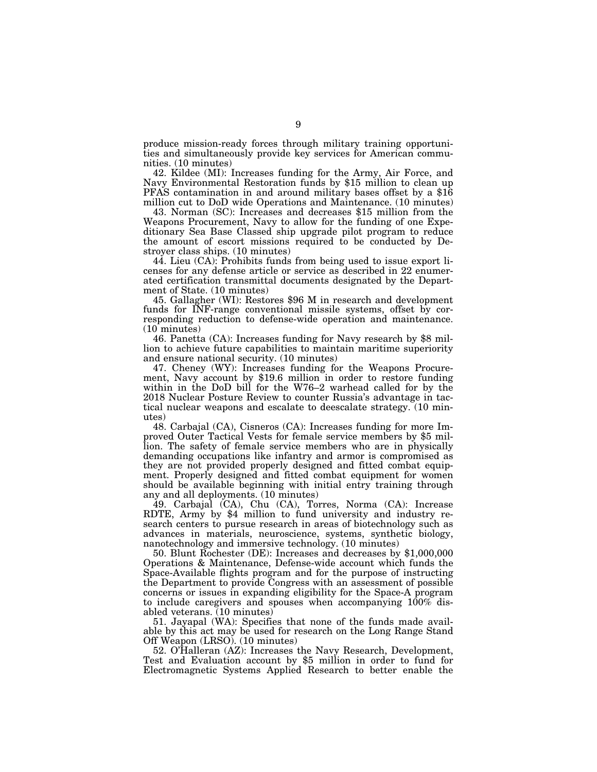produce mission-ready forces through military training opportunities and simultaneously provide key services for American communities. (10 minutes)

42. Kildee (MI): Increases funding for the Army, Air Force, and Navy Environmental Restoration funds by $15 million to clean up PFAS contamination in and around military bases offset by a $16 million cut to DoD wide Operations and Maintenance. (10 minutes)

43. Norman (SC): Increases and decreases $15 million from the Weapons Procurement, Navy to allow for the funding of one Expeditionary Sea Base Classed ship upgrade pilot program to reduce the amount of escort missions required to be conducted by Destroyer class ships. (10 minutes)

44. Lieu (CA): Prohibits funds from being used to issue export licenses for any defense article or service as described in 22 enumerated certification transmittal documents designated by the Department of State. (10 minutes)

45. Gallagher (WI): Restores $96 M in research and development funds for INF-range conventional missile systems, offset by corresponding reduction to defense-wide operation and maintenance. (10 minutes)

46. Panetta (CA): Increases funding for Navy research by $8 million to achieve future capabilities to maintain maritime superiority and ensure national security. (10 minutes)

47. Cheney (WY): Increases funding for the Weapons Procurement, Navy account by $19.6 million in order to restore funding within in the DoD bill for the W76–2 warhead called for by the 2018 Nuclear Posture Review to counter Russia's advantage in tactical nuclear weapons and escalate to deescalate strategy. (10 minutes)

48. Carbajal (CA), Cisneros (CA): Increases funding for more Improved Outer Tactical Vests for female service members by $5 million. The safety of female service members who are in physically demanding occupations like infantry and armor is compromised as they are not provided properly designed and fitted combat equipment. Properly designed and fitted combat equipment for women should be available beginning with initial entry training through any and all deployments. (10 minutes)

49. Carbajal (CA), Chu (CA), Torres, Norma (CA): Increase RDTE, Army by $4 million to fund university and industry research centers to pursue research in areas of biotechnology such as advances in materials, neuroscience, systems, synthetic biology, nanotechnology and immersive technology. (10 minutes)

50. Blunt Rochester (DE): Increases and decreases by $1,000,000 Operations & Maintenance, Defense-wide account which funds the Space-Available flights program and for the purpose of instructing the Department to provide Congress with an assessment of possible concerns or issues in expanding eligibility for the Space-A program to include caregivers and spouses when accompanying 100% disabled veterans. (10 minutes)

51. Jayapal (WA): Specifies that none of the funds made available by this act may be used for research on the Long Range Stand Off Weapon (LRSO). (10 minutes)

52. O'Halleran (AZ): Increases the Navy Research, Development, Test and Evaluation account by $5 million in order to fund for Electromagnetic Systems Applied Research to better enable the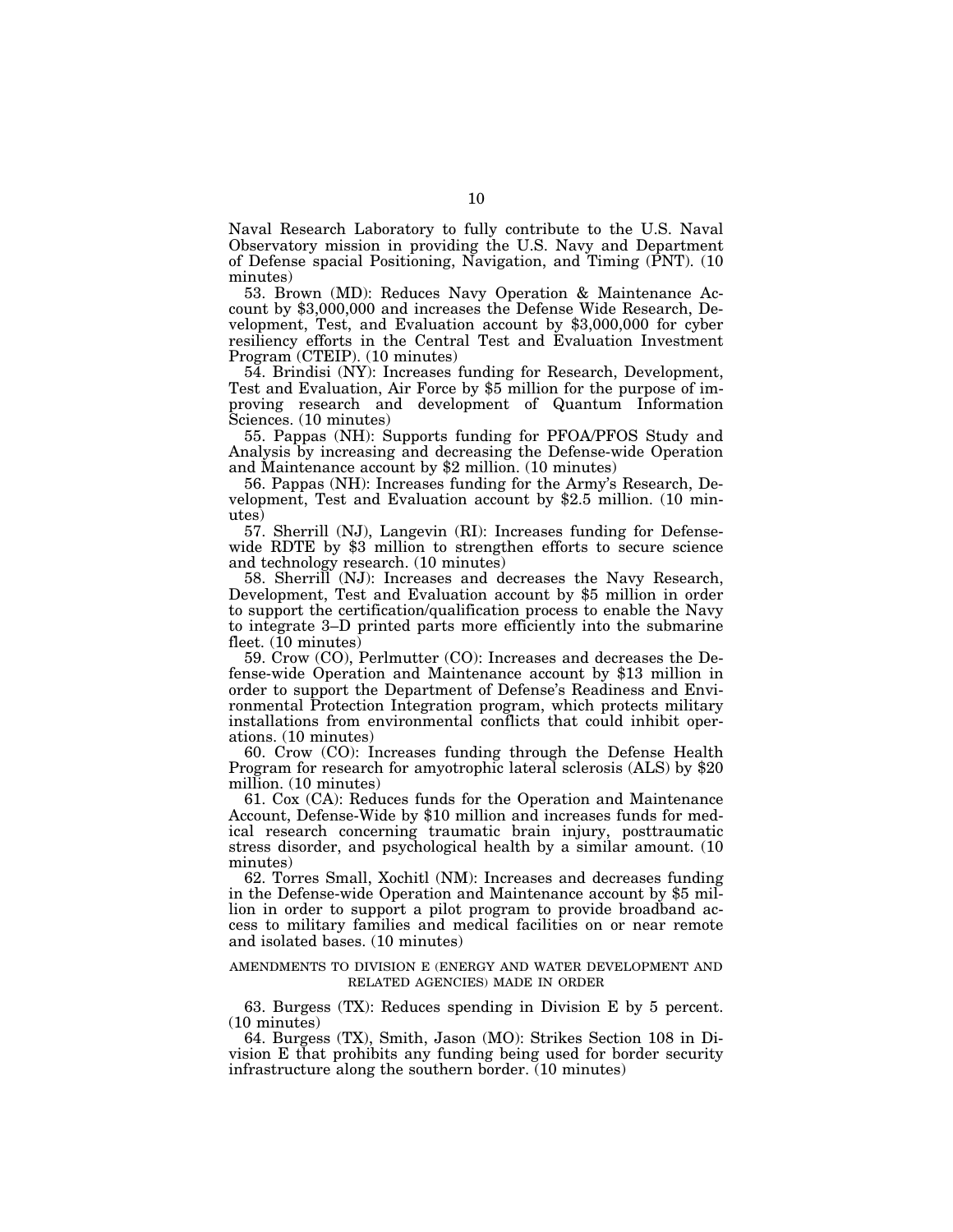Naval Research Laboratory to fully contribute to the U.S. Naval Observatory mission in providing the U.S. Navy and Department of Defense spacial Positioning, Navigation, and Timing (PNT). (10 minutes)

53. Brown (MD): Reduces Navy Operation & Maintenance Account by $3,000,000 and increases the Defense Wide Research, Development, Test, and Evaluation account by $3,000,000 for cyber resiliency efforts in the Central Test and Evaluation Investment Program (CTEIP). (10 minutes)

54. Brindisi (NY): Increases funding for Research, Development, Test and Evaluation, Air Force by $5 million for the purpose of improving research and development of Quantum Information Sciences. (10 minutes)

55. Pappas (NH): Supports funding for PFOA/PFOS Study and Analysis by increasing and decreasing the Defense-wide Operation and Maintenance account by $2 million. (10 minutes)

56. Pappas (NH): Increases funding for the Army's Research, Development, Test and Evaluation account by $2.5 million. (10 minutes)

57. Sherrill (NJ), Langevin (RI): Increases funding for Defense-wide RDTE by $3 million to strengthen efforts to secure science and technology research. (10 minutes)

58. Sherrill (NJ): Increases and decreases the Navy Research, Development, Test and Evaluation account by $5 million in order to support the certification/qualification process to enable the Navy to integrate 3–D printed parts more efficiently into the submarine fleet. (10 minutes)

59. Crow (CO), Perlmutter (CO): Increases and decreases the Defense-wide Operation and Maintenance account by $13 million in order to support the Department of Defense's Readiness and Environmental Protection Integration program, which protects military installations from environmental conflicts that could inhibit operations. (10 minutes)

60. Crow (CO): Increases funding through the Defense Health Program for research for amyotrophic lateral sclerosis (ALS) by $20 million. (10 minutes)

61. Cox (CA): Reduces funds for the Operation and Maintenance Account, Defense-Wide by $10 million and increases funds for medical research concerning traumatic brain injury, posttraumatic stress disorder, and psychological health by a similar amount. (10 minutes)

62. Torres Small, Xochitl (NM): Increases and decreases funding in the Defense-wide Operation and Maintenance account by $5 million in order to support a pilot program to provide broadband access to military families and medical facilities on or near remote and isolated bases. (10 minutes)

## AMENDMENTS TO DIVISION E (ENERGY AND WATER DEVELOPMENT AND RELATED AGENCIES) MADE IN ORDER

63. Burgess (TX): Reduces spending in Division E by 5 percent. (10 minutes)

64. Burgess (TX), Smith, Jason (MO): Strikes Section 108 in Division E that prohibits any funding being used for border security infrastructure along the southern border. (10 minutes)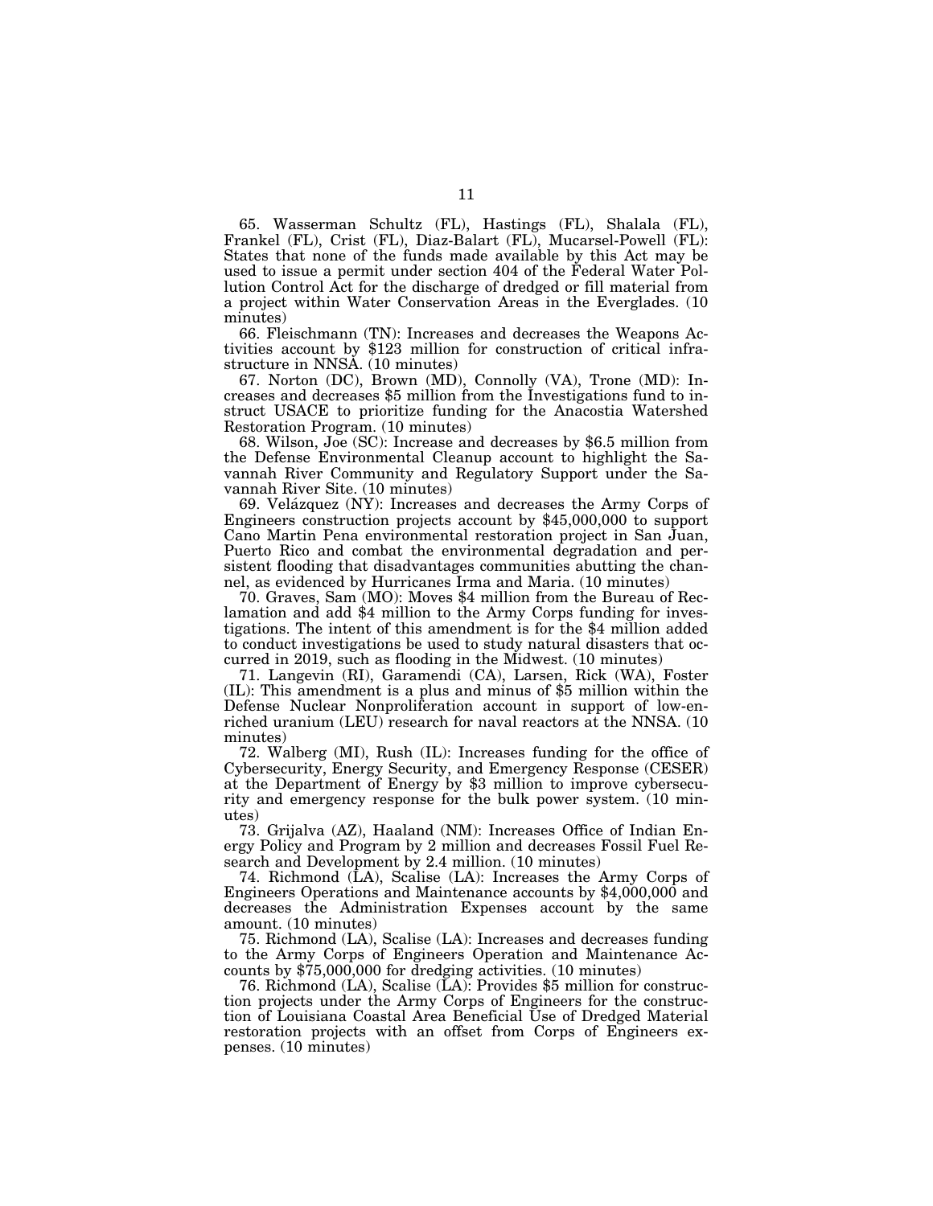65. Wasserman Schultz (FL), Hastings (FL), Shalala (FL), Frankel (FL), Crist (FL), Diaz-Balart (FL), Mucarsel-Powell (FL): States that none of the funds made available by this Act may be used to issue a permit under section 404 of the Federal Water Pollution Control Act for the discharge of dredged or fill material from a project within Water Conservation Areas in the Everglades. (10 minutes)

66. Fleischmann (TN): Increases and decreases the Weapons Activities account by $123 million for construction of critical infrastructure in NNSA. (10 minutes)

67. Norton (DC), Brown (MD), Connolly (VA), Trone (MD): Increases and decreases $5 million from the Investigations fund to instruct USACE to prioritize funding for the Anacostia Watershed Restoration Program. (10 minutes)

68. Wilson, Joe (SC): Increase and decreases by $6.5 million from the Defense Environmental Cleanup account to highlight the Savannah River Community and Regulatory Support under the Savannah River Site. (10 minutes)

69. Velázquez (NY): Increases and decreases the Army Corps of Engineers construction projects account by $45,000,000 to support Cano Martin Pena environmental restoration project in San Juan, Puerto Rico and combat the environmental degradation and persistent flooding that disadvantages communities abutting the channel, as evidenced by Hurricanes Irma and Maria. (10 minutes)

70. Graves, Sam (MO): Moves $4 million from the Bureau of Reclamation and add $4 million to the Army Corps funding for investigations. The intent of this amendment is for the $4 million added to conduct investigations be used to study natural disasters that occurred in 2019, such as flooding in the Midwest. (10 minutes)

71. Langevin (RI), Garamendi (CA), Larsen, Rick (WA), Foster (IL): This amendment is a plus and minus of $5 million within the Defense Nuclear Nonproliferation account in support of low-enriched uranium (LEU) research for naval reactors at the NNSA. (10 minutes)

72. Walberg (MI), Rush (IL): Increases funding for the office of Cybersecurity, Energy Security, and Emergency Response (CESER) at the Department of Energy by $3 million to improve cybersecurity and emergency response for the bulk power system. (10 minutes)

73. Grijalva (AZ), Haaland (NM): Increases Office of Indian Energy Policy and Program by 2 million and decreases Fossil Fuel Research and Development by 2.4 million. (10 minutes)

74. Richmond (LA), Scalise (LA): Increases the Army Corps of Engineers Operations and Maintenance accounts by $4,000,000 and decreases the Administration Expenses account by the same amount. (10 minutes)

75. Richmond (LA), Scalise (LA): Increases and decreases funding to the Army Corps of Engineers Operation and Maintenance Accounts by $75,000,000 for dredging activities. (10 minutes)

76. Richmond (LA), Scalise (LA): Provides $5 million for construction projects under the Army Corps of Engineers for the construction of Louisiana Coastal Area Beneficial Use of Dredged Material restoration projects with an offset from Corps of Engineers expenses. (10 minutes)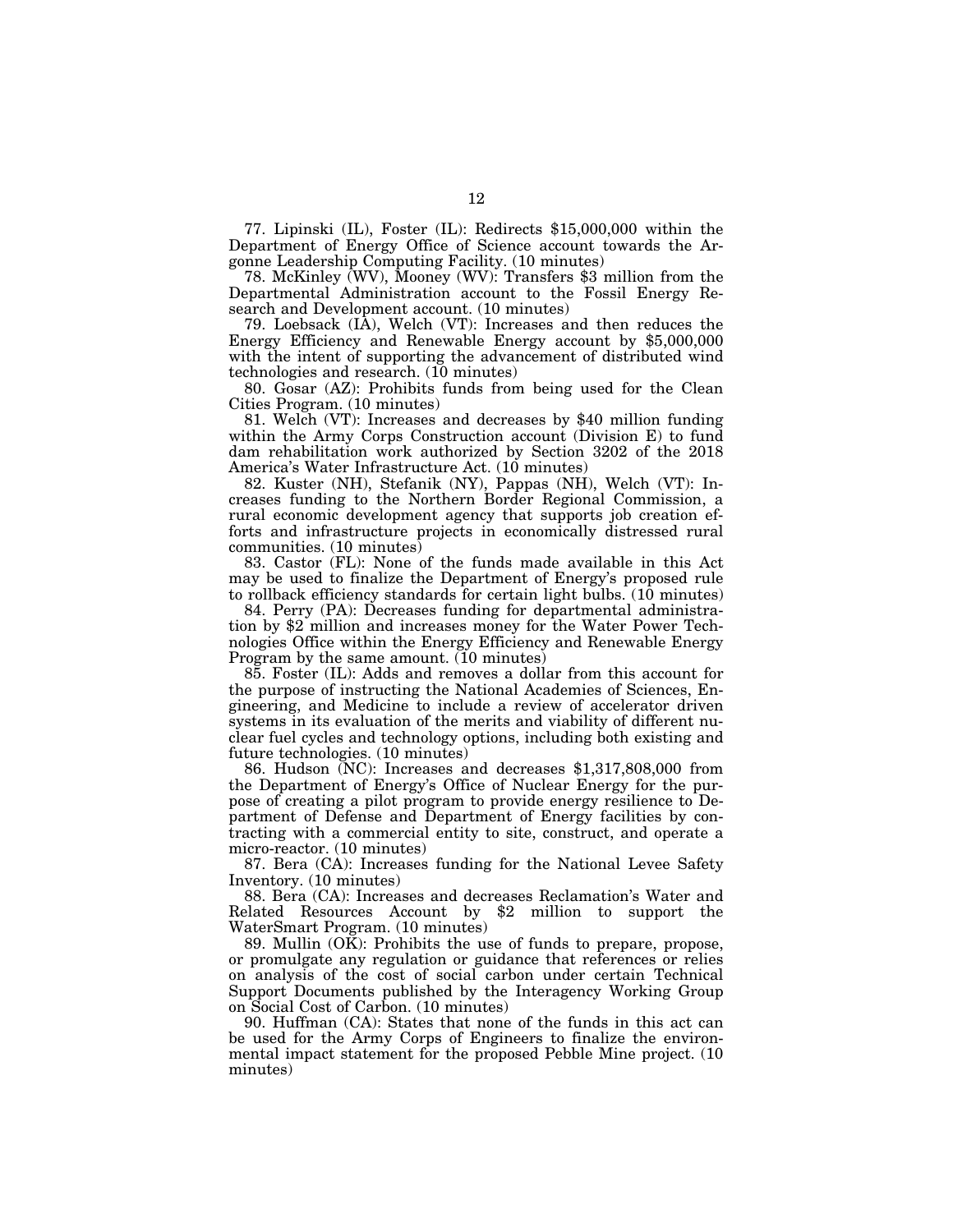77. Lipinski (IL), Foster (IL): Redirects $15,000,000 within the Department of Energy Office of Science account towards the Argonne Leadership Computing Facility. (10 minutes)

78. McKinley (WV), Mooney (WV): Transfers $3 million from the Departmental Administration account to the Fossil Energy Research and Development account. (10 minutes)

79. Loebsack (IA), Welch (VT): Increases and then reduces the Energy Efficiency and Renewable Energy account by $5,000,000 with the intent of supporting the advancement of distributed wind technologies and research. (10 minutes)

80. Gosar (AZ): Prohibits funds from being used for the Clean Cities Program. (10 minutes)

81. Welch (VT): Increases and decreases by $40 million funding within the Army Corps Construction account (Division E) to fund dam rehabilitation work authorized by Section 3202 of the 2018 America's Water Infrastructure Act. (10 minutes)

82. Kuster (NH), Stefanik (NY), Pappas (NH), Welch (VT): Increases funding to the Northern Border Regional Commission, a rural economic development agency that supports job creation efforts and infrastructure projects in economically distressed rural communities. (10 minutes)

83. Castor (FL): None of the funds made available in this Act may be used to finalize the Department of Energy's proposed rule to rollback efficiency standards for certain light bulbs. (10 minutes)

84. Perry (PA): Decreases funding for departmental administration by $2 million and increases money for the Water Power Technologies Office within the Energy Efficiency and Renewable Energy Program by the same amount. (10 minutes)

85. Foster (IL): Adds and removes a dollar from this account for the purpose of instructing the National Academies of Sciences, Engineering, and Medicine to include a review of accelerator driven systems in its evaluation of the merits and viability of different nuclear fuel cycles and technology options, including both existing and future technologies. (10 minutes)

86. Hudson (NC): Increases and decreases $1,317,808,000 from the Department of Energy's Office of Nuclear Energy for the purpose of creating a pilot program to provide energy resilience to Department of Defense and Department of Energy facilities by contracting with a commercial entity to site, construct, and operate a micro-reactor. (10 minutes)

87. Bera (CA): Increases funding for the National Levee Safety Inventory. (10 minutes)

88. Bera (CA): Increases and decreases Reclamation's Water and Related Resources Account by $2 million to support the WaterSmart Program. (10 minutes)

89. Mullin (OK): Prohibits the use of funds to prepare, propose, or promulgate any regulation or guidance that references or relies on analysis of the cost of social carbon under certain Technical Support Documents published by the Interagency Working Group on Social Cost of Carbon. (10 minutes)

90. Huffman (CA): States that none of the funds in this act can be used for the Army Corps of Engineers to finalize the environmental impact statement for the proposed Pebble Mine project. (10 minutes)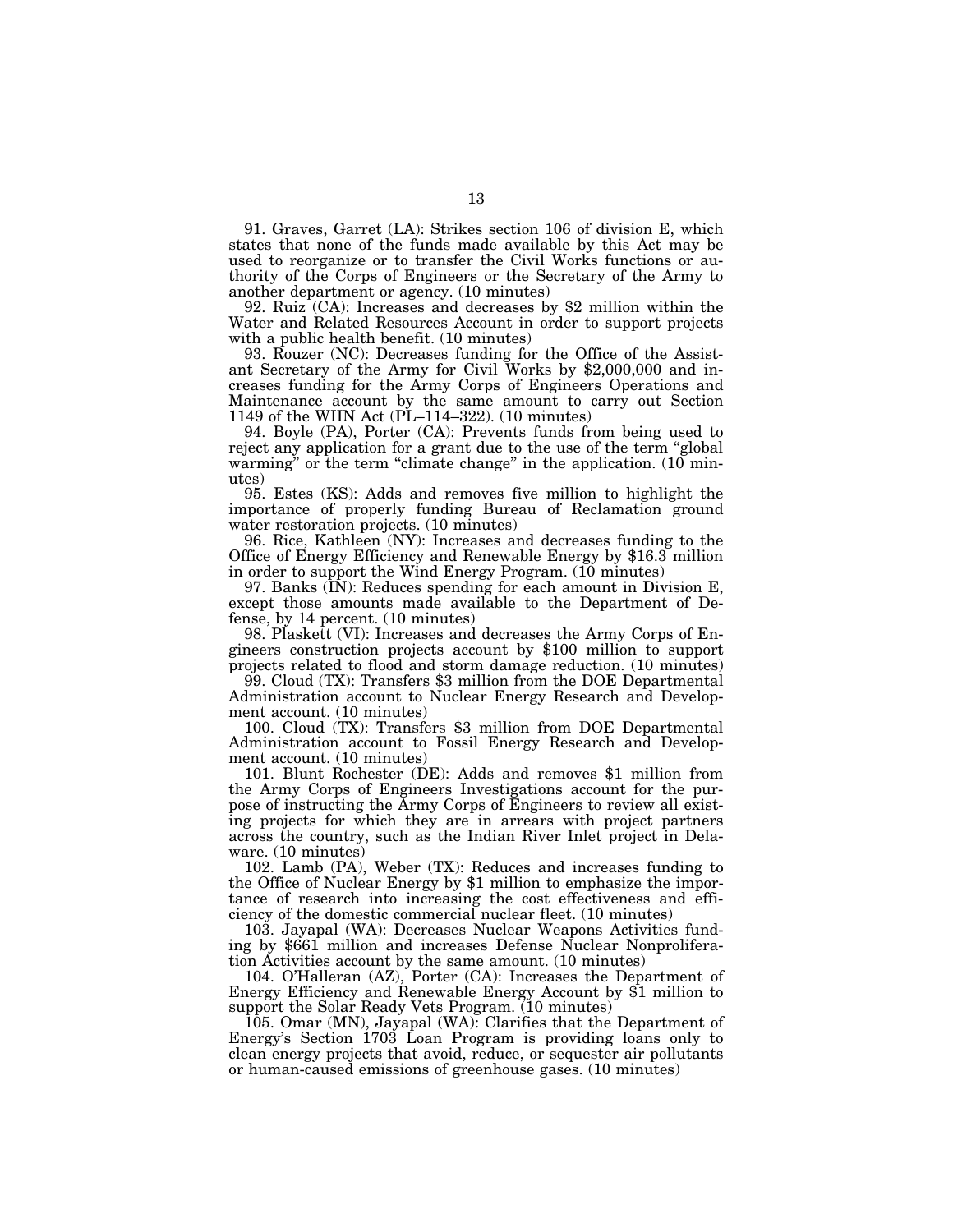91. Graves, Garret (LA): Strikes section 106 of division E, which states that none of the funds made available by this Act may be used to reorganize or to transfer the Civil Works functions or authority of the Corps of Engineers or the Secretary of the Army to another department or agency. (10 minutes)

92. Ruiz (CA): Increases and decreases by $2 million within the Water and Related Resources Account in order to support projects with a public health benefit. (10 minutes)

93. Rouzer (NC): Decreases funding for the Office of the Assistant Secretary of the Army for Civil Works by $2,000,000 and increases funding for the Army Corps of Engineers Operations and Maintenance account by the same amount to carry out Section 1149 of the WIIN Act (PL–114–322). (10 minutes)

94. Boyle (PA), Porter (CA): Prevents funds from being used to reject any application for a grant due to the use of the term "global warming" or the term "climate change" in the application. (10 minutes)

95. Estes (KS): Adds and removes five million to highlight the importance of properly funding Bureau of Reclamation ground water restoration projects. (10 minutes)

96. Rice, Kathleen (NY): Increases and decreases funding to the Office of Energy Efficiency and Renewable Energy by $16.3 million in order to support the Wind Energy Program. (10 minutes)

97. Banks (IN): Reduces spending for each amount in Division E, except those amounts made available to the Department of Defense, by 14 percent. (10 minutes)

98. Plaskett (VI): Increases and decreases the Army Corps of Engineers construction projects account by $100 million to support projects related to flood and storm damage reduction. (10 minutes)

99. Cloud (TX): Transfers $3 million from the DOE Departmental Administration account to Nuclear Energy Research and Development account. (10 minutes)

100. Cloud (TX): Transfers $3 million from DOE Departmental Administration account to Fossil Energy Research and Development account. (10 minutes)

101. Blunt Rochester (DE): Adds and removes $1 million from the Army Corps of Engineers Investigations account for the purpose of instructing the Army Corps of Engineers to review all existing projects for which they are in arrears with project partners across the country, such as the Indian River Inlet project in Delaware. (10 minutes)

102. Lamb (PA), Weber (TX): Reduces and increases funding to the Office of Nuclear Energy by $1 million to emphasize the importance of research into increasing the cost effectiveness and efficiency of the domestic commercial nuclear fleet. (10 minutes)

103. Jayapal (WA): Decreases Nuclear Weapons Activities funding by $661 million and increases Defense Nuclear Nonproliferation Activities account by the same amount. (10 minutes)

104. O'Halleran (AZ), Porter (CA): Increases the Department of Energy Efficiency and Renewable Energy Account by $1 million to support the Solar Ready Vets Program. (10 minutes)

105. Omar (MN), Jayapal (WA): Clarifies that the Department of Energy's Section 1703 Loan Program is providing loans only to clean energy projects that avoid, reduce, or sequester air pollutants or human-caused emissions of greenhouse gases. (10 minutes)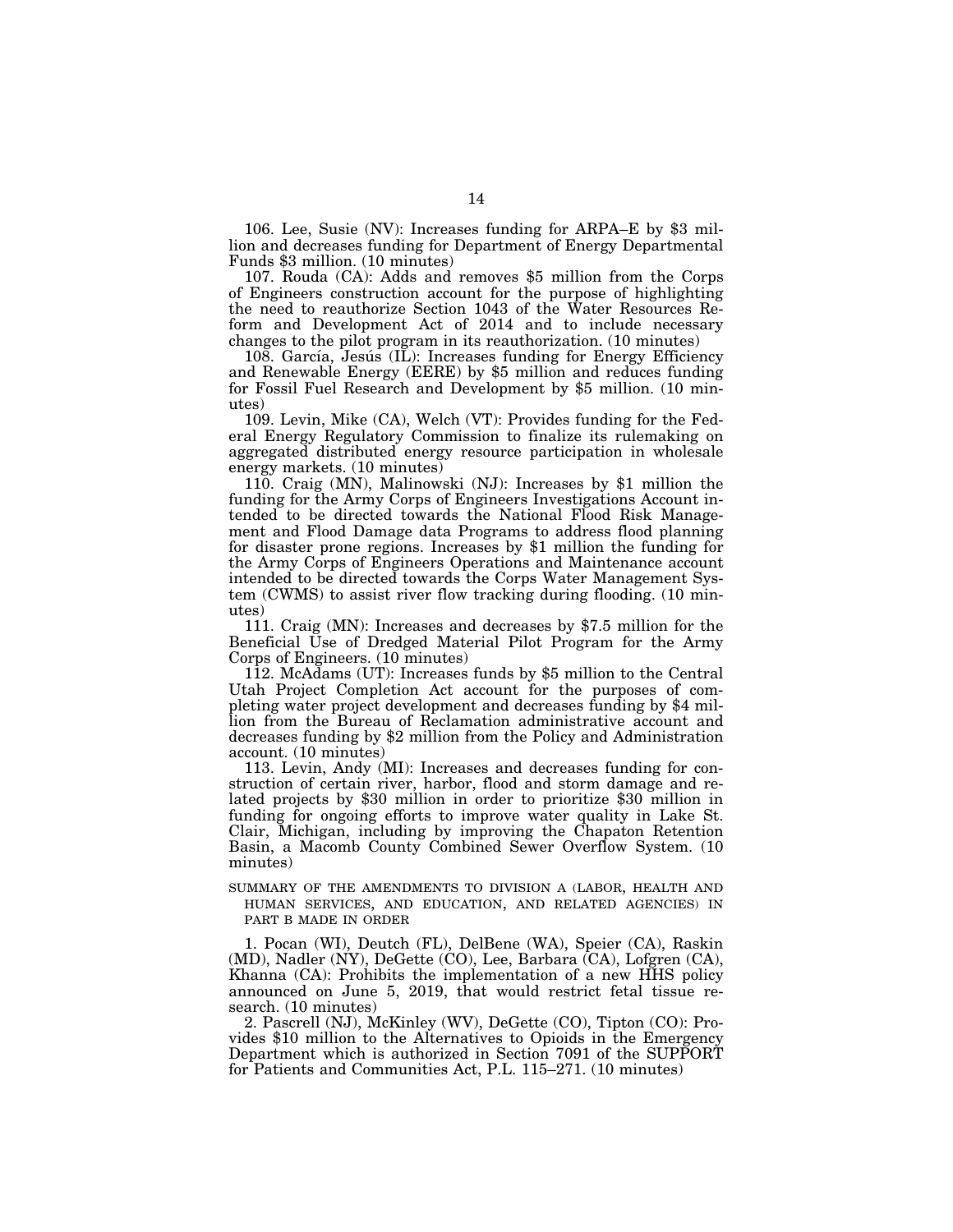106. Lee, Susie (NV): Increases funding for ARPA–E by $3 million and decreases funding for Department of Energy Departmental Funds $3 million. (10 minutes)

107. Rouda (CA): Adds and removes $5 million from the Corps of Engineers construction account for the purpose of highlighting the need to reauthorize Section 1043 of the Water Resources Reform and Development Act of 2014 and to include necessary changes to the pilot program in its reauthorization. (10 minutes)

108. García, Jesús (IL): Increases funding for Energy Efficiency and Renewable Energy (EERE) by $5 million and reduces funding for Fossil Fuel Research and Development by $5 million. (10 minutes)

109. Levin, Mike (CA), Welch (VT): Provides funding for the Federal Energy Regulatory Commission to finalize its rulemaking on aggregated distributed energy resource participation in wholesale energy markets. (10 minutes)

110. Craig (MN), Malinowski (NJ): Increases by $1 million the funding for the Army Corps of Engineers Investigations Account intended to be directed towards the National Flood Risk Management and Flood Damage data Programs to address flood planning for disaster prone regions. Increases by $1 million the funding for the Army Corps of Engineers Operations and Maintenance account intended to be directed towards the Corps Water Management System (CWMS) to assist river flow tracking during flooding. (10 minutes)

111. Craig (MN): Increases and decreases by $7.5 million for the Beneficial Use of Dredged Material Pilot Program for the Army Corps of Engineers. (10 minutes)

112. McAdams (UT): Increases funds by $5 million to the Central Utah Project Completion Act account for the purposes of completing water project development and decreases funding by $4 million from the Bureau of Reclamation administrative account and decreases funding by $2 million from the Policy and Administration account. (10 minutes)

113. Levin, Andy (MI): Increases and decreases funding for construction of certain river, harbor, flood and storm damage and related projects by $30 million in order to prioritize $30 million in funding for ongoing efforts to improve water quality in Lake St. Clair, Michigan, including by improving the Chapaton Retention Basin, a Macomb County Combined Sewer Overflow System. (10 minutes)

## SUMMARY OF THE AMENDMENTS TO DIVISION A (LABOR, HEALTH AND HUMAN SERVICES, AND EDUCATION, AND RELATED AGENCIES) IN PART B MADE IN ORDER

1. Pocan (WI), Deutch (FL), DelBene (WA), Speier (CA), Raskin (MD), Nadler (NY), DeGette (CO), Lee, Barbara (CA), Lofgren (CA), Khanna (CA): Prohibits the implementation of a new HHS policy announced on June 5, 2019, that would restrict fetal tissue research. (10 minutes)

2. Pascrell (NJ), McKinley (WV), DeGette (CO), Tipton (CO): Provides $10 million to the Alternatives to Opioids in the Emergency Department which is authorized in Section 7091 of the SUPPORT for Patients and Communities Act, P.L. 115–271. (10 minutes)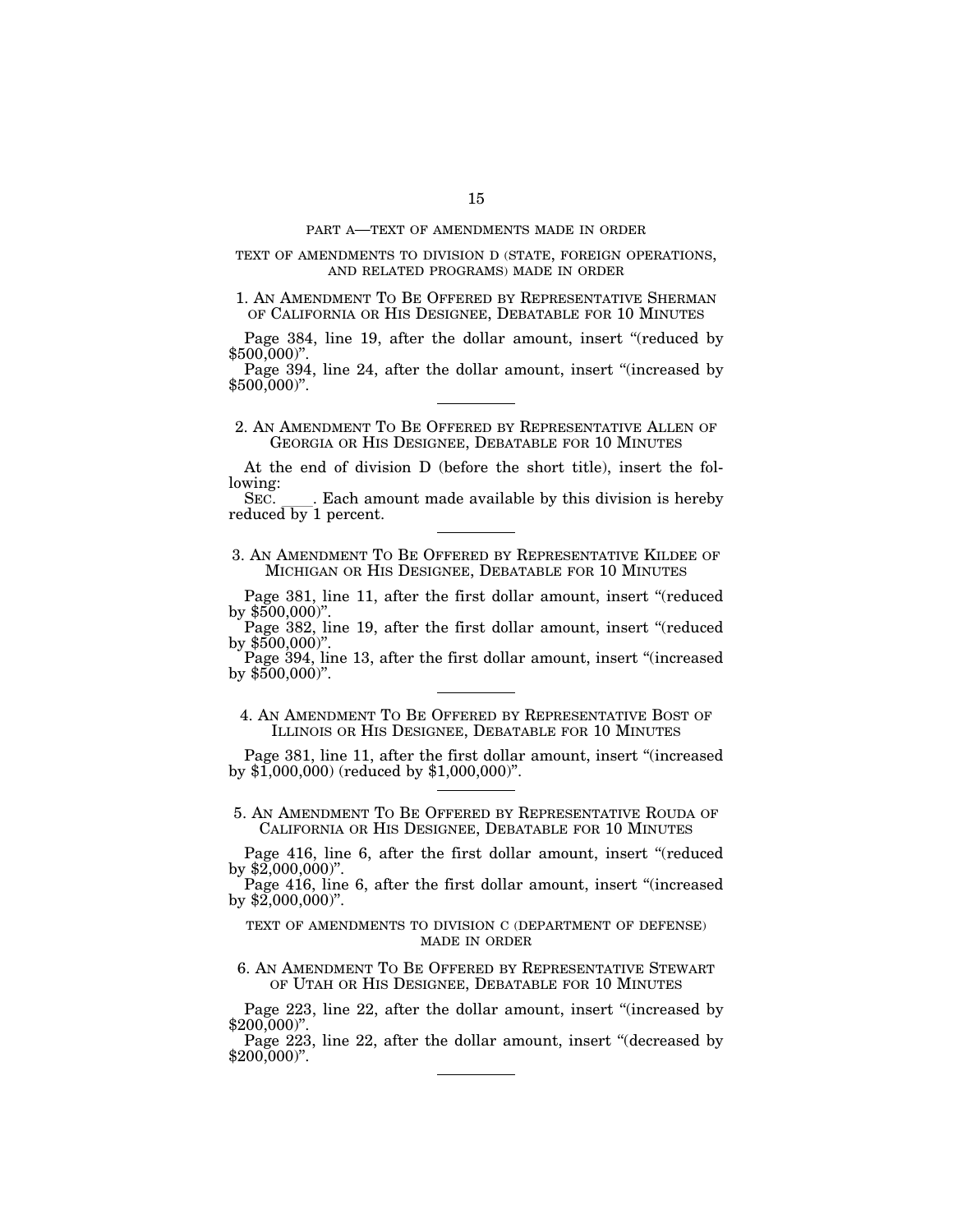## PART A—TEXT OF AMENDMENTS MADE IN ORDER

### TEXT OF AMENDMENTS TO DIVISION D (STATE, FOREIGN OPERATIONS, AND RELATED PROGRAMS) MADE IN ORDER

#### 1. AN AMENDMENT TO BE OFFERED BY REPRESENTATIVE SHERMAN OF CALIFORNIA OR HIS DESIGNEE, DEBATABLE FOR 10 MINUTES

Page 384, line 19, after the dollar amount, insert "(reduced by $500,000)".

Page 394, line 24, after the dollar amount, insert "(increased by $500,000)".

---

#### 2. AN AMENDMENT TO BE OFFERED BY REPRESENTATIVE ALLEN OF GEORGIA OR HIS DESIGNEE, DEBATABLE FOR 10 MINUTES

At the end of division D (before the short title), insert the following:

SEC. ____. Each amount made available by this division is hereby reduced by 1 percent.

---

#### 3. AN AMENDMENT TO BE OFFERED BY REPRESENTATIVE KILDEE OF MICHIGAN OR HIS DESIGNEE, DEBATABLE FOR 10 MINUTES

Page 381, line 11, after the first dollar amount, insert "(reduced by $500,000)".

Page 382, line 19, after the first dollar amount, insert "(reduced by $500,000)".

Page 394, line 13, after the first dollar amount, insert "(increased by $500,000)".

---

#### 4. AN AMENDMENT TO BE OFFERED BY REPRESENTATIVE BOST OF ILLINOIS OR HIS DESIGNEE, DEBATABLE FOR 10 MINUTES

Page 381, line 11, after the first dollar amount, insert "(increased by $1,000,000) (reduced by $1,000,000)".

---

#### 5. AN AMENDMENT TO BE OFFERED BY REPRESENTATIVE ROUDA OF CALIFORNIA OR HIS DESIGNEE, DEBATABLE FOR 10 MINUTES

Page 416, line 6, after the first dollar amount, insert "(reduced by $2,000,000)".

Page 416, line 6, after the first dollar amount, insert "(increased by $2,000,000)".

### TEXT OF AMENDMENTS TO DIVISION C (DEPARTMENT OF DEFENSE) MADE IN ORDER

#### 6. AN AMENDMENT TO BE OFFERED BY REPRESENTATIVE STEWART OF UTAH OR HIS DESIGNEE, DEBATABLE FOR 10 MINUTES

Page 223, line 22, after the dollar amount, insert "(increased by $200,000)".

Page 223, line 22, after the dollar amount, insert "(decreased by $200,000)".

---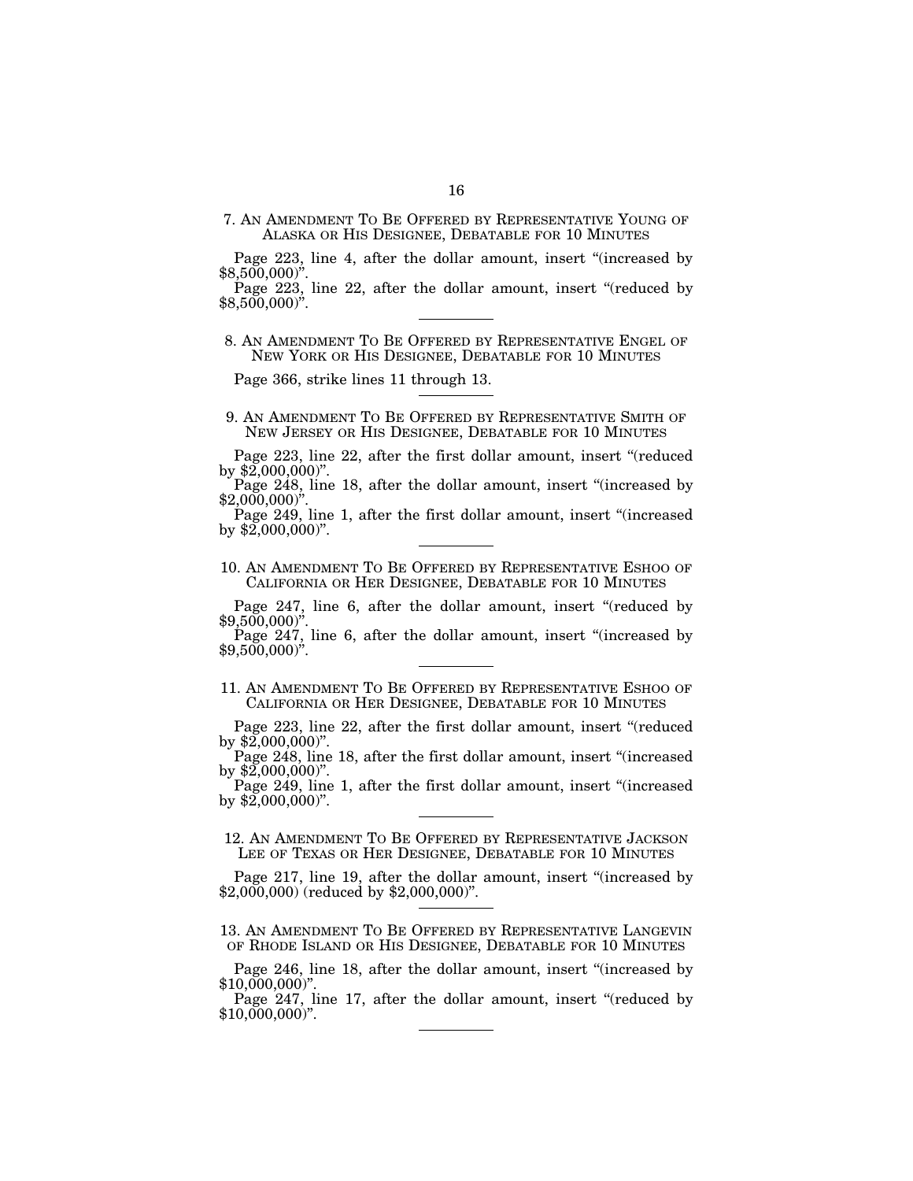7. AN AMENDMENT TO BE OFFERED BY REPRESENTATIVE YOUNG OF ALASKA OR HIS DESIGNEE, DEBATABLE FOR 10 MINUTES

Page 223, line 4, after the dollar amount, insert "(increased by $8,500,000)".

Page 223, line 22, after the dollar amount, insert "(reduced by $8,500,000)".

---

8. AN AMENDMENT TO BE OFFERED BY REPRESENTATIVE ENGEL OF NEW YORK OR HIS DESIGNEE, DEBATABLE FOR 10 MINUTES

Page 366, strike lines 11 through 13.

---

9. AN AMENDMENT TO BE OFFERED BY REPRESENTATIVE SMITH OF NEW JERSEY OR HIS DESIGNEE, DEBATABLE FOR 10 MINUTES

Page 223, line 22, after the first dollar amount, insert "(reduced by $2,000,000)".

Page 248, line 18, after the dollar amount, insert "(increased by $2,000,000)".

Page 249, line 1, after the first dollar amount, insert "(increased by $2,000,000)".

---

10. AN AMENDMENT TO BE OFFERED BY REPRESENTATIVE ESHOO OF CALIFORNIA OR HER DESIGNEE, DEBATABLE FOR 10 MINUTES

Page 247, line 6, after the dollar amount, insert "(reduced by $9,500,000)".

Page 247, line 6, after the dollar amount, insert "(increased by $9,500,000)".

---

11. AN AMENDMENT TO BE OFFERED BY REPRESENTATIVE ESHOO OF CALIFORNIA OR HER DESIGNEE, DEBATABLE FOR 10 MINUTES

Page 223, line 22, after the first dollar amount, insert "(reduced by $2,000,000)".

Page 248, line 18, after the first dollar amount, insert "(increased by $2,000,000)".

Page 249, line 1, after the first dollar amount, insert "(increased by $2,000,000)".

---

12. AN AMENDMENT TO BE OFFERED BY REPRESENTATIVE JACKSON LEE OF TEXAS OR HER DESIGNEE, DEBATABLE FOR 10 MINUTES

Page 217, line 19, after the dollar amount, insert "(increased by $2,000,000) (reduced by $2,000,000)".

---

13. AN AMENDMENT TO BE OFFERED BY REPRESENTATIVE LANGEVIN OF RHODE ISLAND OR HIS DESIGNEE, DEBATABLE FOR 10 MINUTES

Page 246, line 18, after the dollar amount, insert "(increased by $10,000,000)".

Page 247, line 17, after the dollar amount, insert "(reduced by $10,000,000)".

---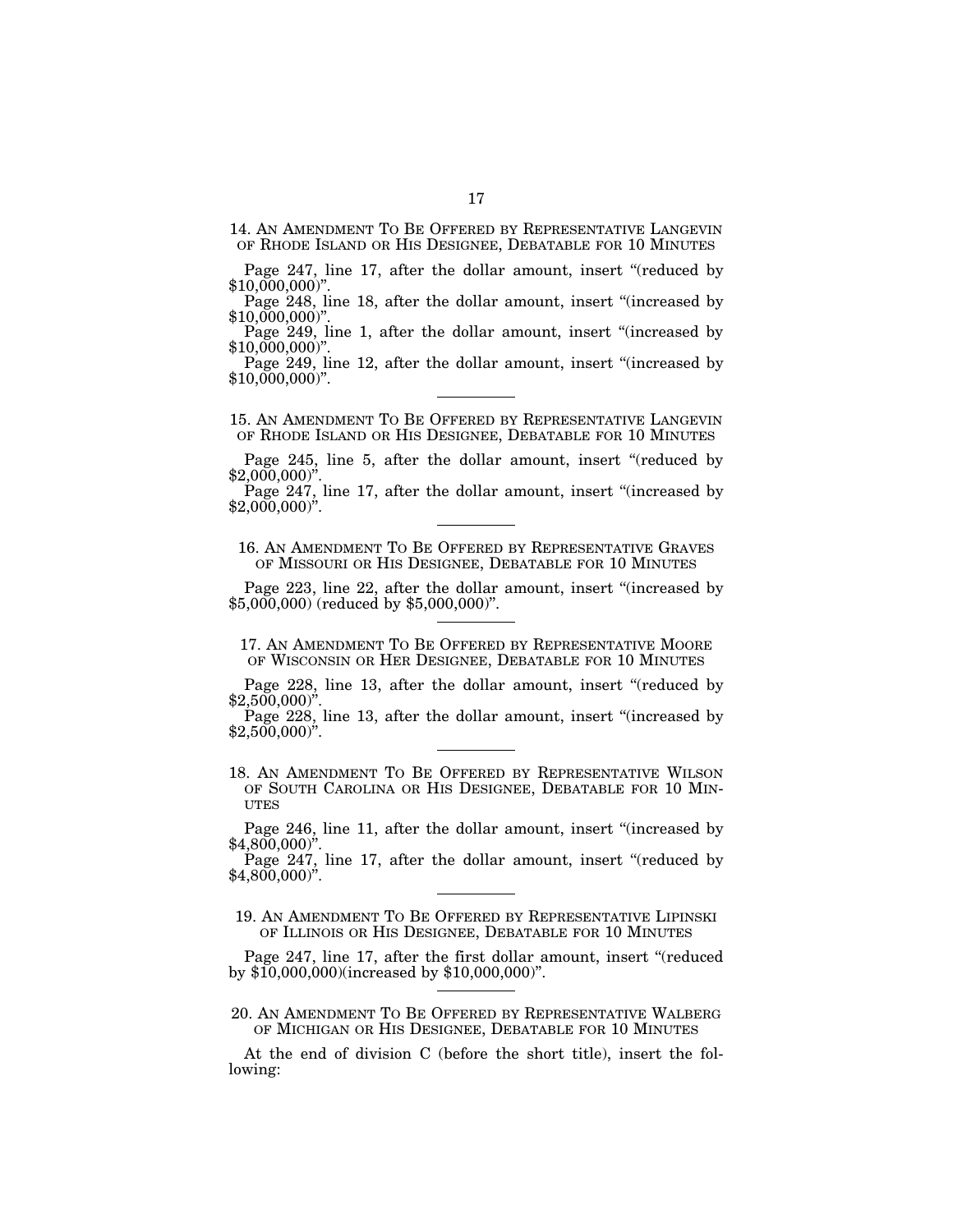14. AN AMENDMENT TO BE OFFERED BY REPRESENTATIVE LANGEVIN OF RHODE ISLAND OR HIS DESIGNEE, DEBATABLE FOR 10 MINUTES

Page 247, line 17, after the dollar amount, insert "(reduced by $10,000,000)".

Page 248, line 18, after the dollar amount, insert "(increased by $10,000,000)".

Page 249, line 1, after the dollar amount, insert "(increased by $10,000,000)".

Page 249, line 12, after the dollar amount, insert "(increased by $10,000,000)".

---

15. AN AMENDMENT TO BE OFFERED BY REPRESENTATIVE LANGEVIN OF RHODE ISLAND OR HIS DESIGNEE, DEBATABLE FOR 10 MINUTES

Page 245, line 5, after the dollar amount, insert "(reduced by $2,000,000)".

Page 247, line 17, after the dollar amount, insert "(increased by $2,000,000)".

---

16. AN AMENDMENT TO BE OFFERED BY REPRESENTATIVE GRAVES OF MISSOURI OR HIS DESIGNEE, DEBATABLE FOR 10 MINUTES

Page 223, line 22, after the dollar amount, insert "(increased by $5,000,000) (reduced by $5,000,000)".

---

17. AN AMENDMENT TO BE OFFERED BY REPRESENTATIVE MOORE OF WISCONSIN OR HER DESIGNEE, DEBATABLE FOR 10 MINUTES

Page 228, line 13, after the dollar amount, insert "(reduced by $2,500,000)".

Page 228, line 13, after the dollar amount, insert "(increased by $2,500,000)".

---

18. AN AMENDMENT TO BE OFFERED BY REPRESENTATIVE WILSON OF SOUTH CAROLINA OR HIS DESIGNEE, DEBATABLE FOR 10 MINUTES

Page 246, line 11, after the dollar amount, insert "(increased by $4,800,000)".

Page 247, line 17, after the dollar amount, insert "(reduced by $4,800,000)".

---

19. AN AMENDMENT TO BE OFFERED BY REPRESENTATIVE LIPINSKI OF ILLINOIS OR HIS DESIGNEE, DEBATABLE FOR 10 MINUTES

Page 247, line 17, after the first dollar amount, insert "(reduced by $10,000,000)(increased by $10,000,000)".

---

20. AN AMENDMENT TO BE OFFERED BY REPRESENTATIVE WALBERG OF MICHIGAN OR HIS DESIGNEE, DEBATABLE FOR 10 MINUTES

At the end of division C (before the short title), insert the following: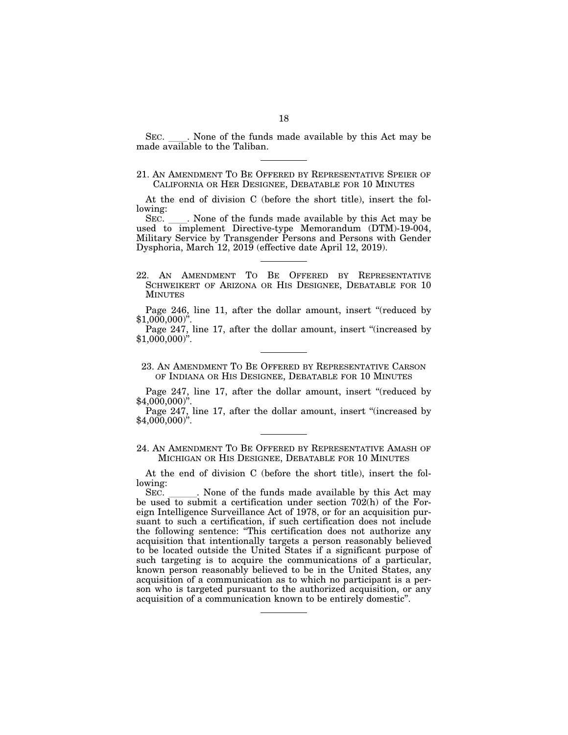SEC. \_\_\_\_. None of the funds made available by this Act may be made available to the Taliban.

---

21. AN AMENDMENT TO BE OFFERED BY REPRESENTATIVE SPEIER OF CALIFORNIA OR HER DESIGNEE, DEBATABLE FOR 10 MINUTES

At the end of division C (before the short title), insert the following:

SEC. \_\_\_\_. None of the funds made available by this Act may be used to implement Directive-type Memorandum (DTM)-19-004, Military Service by Transgender Persons and Persons with Gender Dysphoria, March 12, 2019 (effective date April 12, 2019).

---

22. AN AMENDMENT TO BE OFFERED BY REPRESENTATIVE SCHWEIKERT OF ARIZONA OR HIS DESIGNEE, DEBATABLE FOR 10 MINUTES

Page 246, line 11, after the dollar amount, insert "(reduced by $1,000,000)".

Page 247, line 17, after the dollar amount, insert "(increased by $1,000,000)".

---

23. AN AMENDMENT TO BE OFFERED BY REPRESENTATIVE CARSON OF INDIANA OR HIS DESIGNEE, DEBATABLE FOR 10 MINUTES

Page 247, line 17, after the dollar amount, insert "(reduced by $4,000,000)".

Page 247, line 17, after the dollar amount, insert "(increased by $4,000,000)".

---

24. AN AMENDMENT TO BE OFFERED BY REPRESENTATIVE AMASH OF MICHIGAN OR HIS DESIGNEE, DEBATABLE FOR 10 MINUTES

At the end of division C (before the short title), insert the following:

SEC. \_\_\_\_\_\_. None of the funds made available by this Act may be used to submit a certification under section 702(h) of the Foreign Intelligence Surveillance Act of 1978, or for an acquisition pursuant to such a certification, if such certification does not include the following sentence: "This certification does not authorize any acquisition that intentionally targets a person reasonably believed to be located outside the United States if a significant purpose of such targeting is to acquire the communications of a particular, known person reasonably believed to be in the United States, any acquisition of a communication as to which no participant is a person who is targeted pursuant to the authorized acquisition, or any acquisition of a communication known to be entirely domestic".

---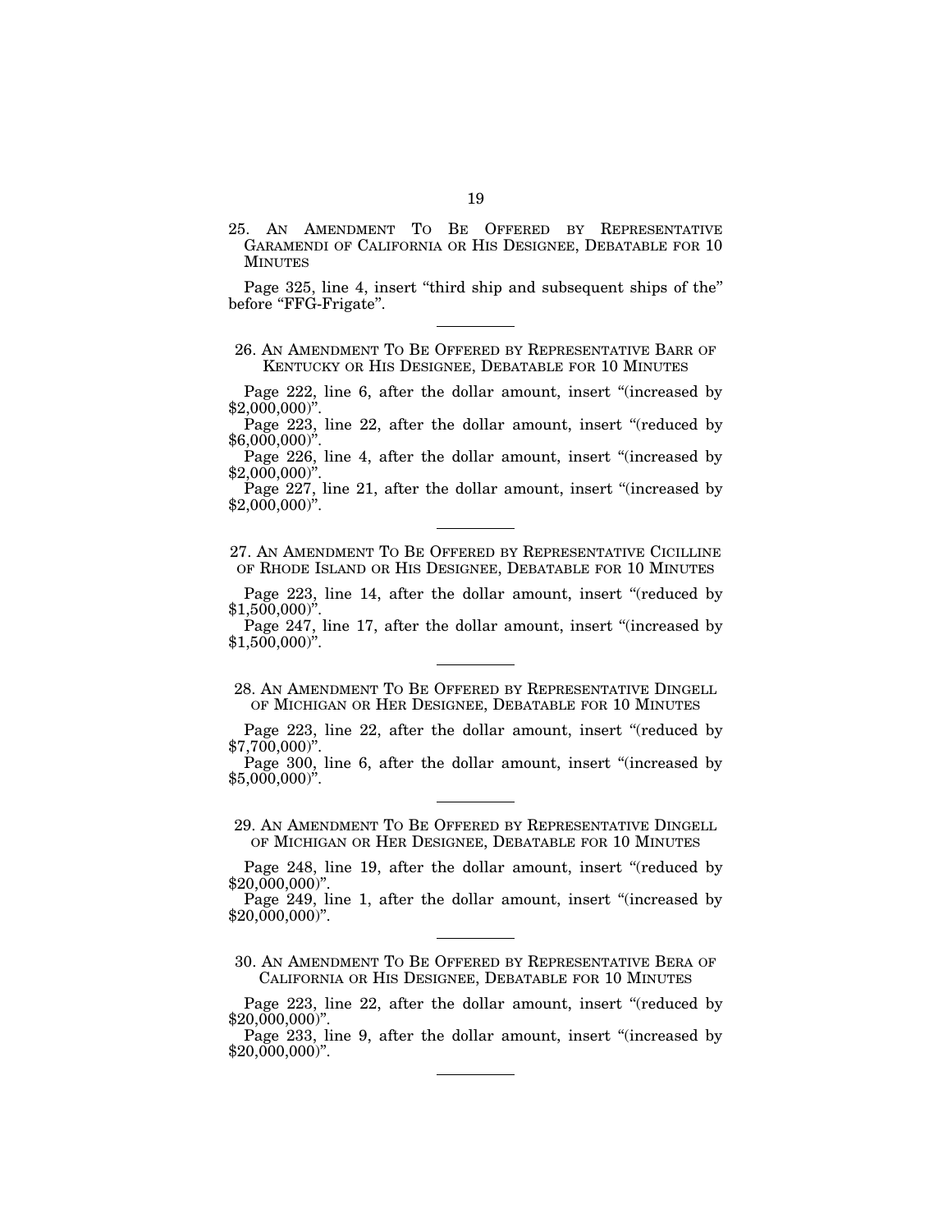25. AN AMENDMENT TO BE OFFERED BY REPRESENTATIVE GARAMENDI OF CALIFORNIA OR HIS DESIGNEE, DEBATABLE FOR 10 MINUTES

Page 325, line 4, insert "third ship and subsequent ships of the" before "FFG-Frigate".

---

26. AN AMENDMENT TO BE OFFERED BY REPRESENTATIVE BARR OF KENTUCKY OR HIS DESIGNEE, DEBATABLE FOR 10 MINUTES

Page 222, line 6, after the dollar amount, insert "(increased by $2,000,000)".

Page 223, line 22, after the dollar amount, insert "(reduced by $6,000,000)".

Page 226, line 4, after the dollar amount, insert "(increased by $2,000,000)".

Page 227, line 21, after the dollar amount, insert "(increased by $2,000,000)".

---

27. AN AMENDMENT TO BE OFFERED BY REPRESENTATIVE CICILLINE OF RHODE ISLAND OR HIS DESIGNEE, DEBATABLE FOR 10 MINUTES

Page 223, line 14, after the dollar amount, insert "(reduced by $1,500,000)".

Page 247, line 17, after the dollar amount, insert "(increased by $1,500,000)".

---

28. AN AMENDMENT TO BE OFFERED BY REPRESENTATIVE DINGELL OF MICHIGAN OR HER DESIGNEE, DEBATABLE FOR 10 MINUTES

Page 223, line 22, after the dollar amount, insert "(reduced by $7,700,000)".

Page 300, line 6, after the dollar amount, insert "(increased by $5,000,000)".

---

29. AN AMENDMENT TO BE OFFERED BY REPRESENTATIVE DINGELL OF MICHIGAN OR HER DESIGNEE, DEBATABLE FOR 10 MINUTES

Page 248, line 19, after the dollar amount, insert "(reduced by $20,000,000)".

Page 249, line 1, after the dollar amount, insert "(increased by $20,000,000)".

---

30. AN AMENDMENT TO BE OFFERED BY REPRESENTATIVE BERA OF CALIFORNIA OR HIS DESIGNEE, DEBATABLE FOR 10 MINUTES

Page 223, line 22, after the dollar amount, insert "(reduced by $20,000,000)".

Page 233, line 9, after the dollar amount, insert "(increased by $20,000,000)".

---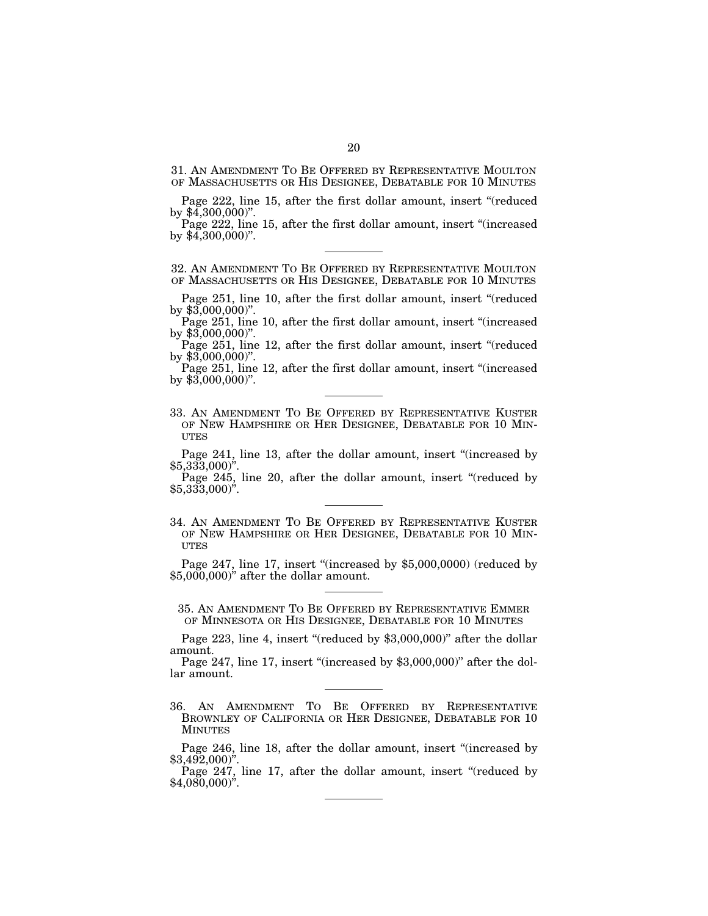31. AN AMENDMENT TO BE OFFERED BY REPRESENTATIVE MOULTON OF MASSACHUSETTS OR HIS DESIGNEE, DEBATABLE FOR 10 MINUTES

Page 222, line 15, after the first dollar amount, insert "(reduced by $4,300,000)".

Page 222, line 15, after the first dollar amount, insert "(increased by $4,300,000)".

---

32. AN AMENDMENT TO BE OFFERED BY REPRESENTATIVE MOULTON OF MASSACHUSETTS OR HIS DESIGNEE, DEBATABLE FOR 10 MINUTES

Page 251, line 10, after the first dollar amount, insert "(reduced by $3,000,000)".

Page 251, line 10, after the first dollar amount, insert "(increased by $3,000,000)".

Page 251, line 12, after the first dollar amount, insert "(reduced by $3,000,000)".

Page 251, line 12, after the first dollar amount, insert "(increased by $3,000,000)".

---

33. AN AMENDMENT TO BE OFFERED BY REPRESENTATIVE KUSTER OF NEW HAMPSHIRE OR HER DESIGNEE, DEBATABLE FOR 10 MINUTES

Page 241, line 13, after the dollar amount, insert "(increased by $5,333,000)".

Page 245, line 20, after the dollar amount, insert "(reduced by $5,333,000)".

---

34. AN AMENDMENT TO BE OFFERED BY REPRESENTATIVE KUSTER OF NEW HAMPSHIRE OR HER DESIGNEE, DEBATABLE FOR 10 MINUTES

Page 247, line 17, insert "(increased by $5,000,0000) (reduced by $5,000,000)" after the dollar amount.

---

35. AN AMENDMENT TO BE OFFERED BY REPRESENTATIVE EMMER OF MINNESOTA OR HIS DESIGNEE, DEBATABLE FOR 10 MINUTES

Page 223, line 4, insert "(reduced by $3,000,000)" after the dollar amount.

Page 247, line 17, insert "(increased by $3,000,000)" after the dollar amount.

---

36. AN AMENDMENT TO BE OFFERED BY REPRESENTATIVE BROWNLEY OF CALIFORNIA OR HER DESIGNEE, DEBATABLE FOR 10 MINUTES

Page 246, line 18, after the dollar amount, insert "(increased by $3,492,000)".

Page 247, line 17, after the dollar amount, insert "(reduced by $4,080,000)".

---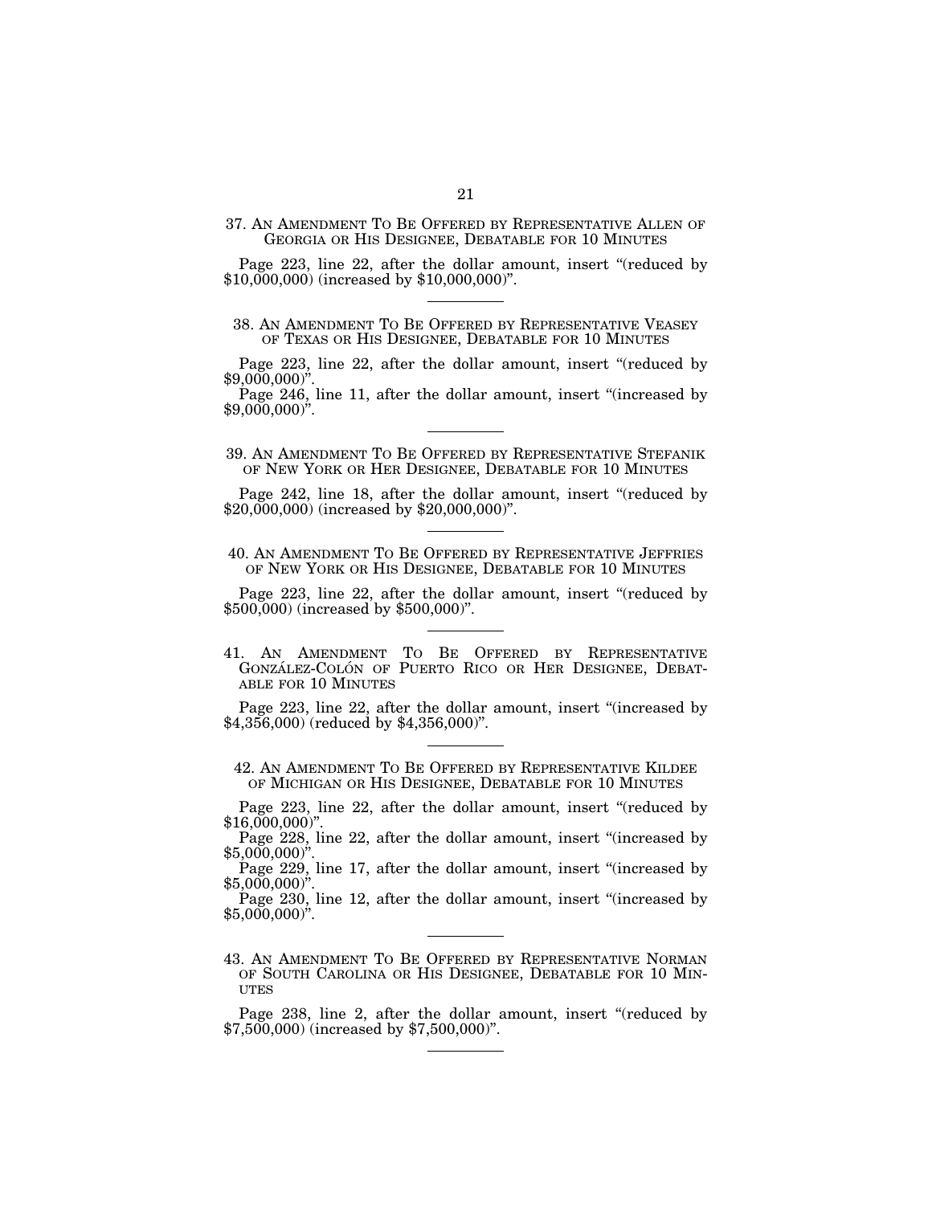### 37. An Amendment To Be Offered by Representative Allen of Georgia or His Designee, Debatable for 10 Minutes

Page 223, line 22, after the dollar amount, insert "(reduced by $10,000,000) (increased by $10,000,000)".

---

### 38. An Amendment To Be Offered by Representative Veasey of Texas or His Designee, Debatable for 10 Minutes

Page 223, line 22, after the dollar amount, insert "(reduced by $9,000,000)".

Page 246, line 11, after the dollar amount, insert "(increased by $9,000,000)".

---

### 39. An Amendment To Be Offered by Representative Stefanik of New York or Her Designee, Debatable for 10 Minutes

Page 242, line 18, after the dollar amount, insert "(reduced by $20,000,000) (increased by $20,000,000)".

---

### 40. An Amendment To Be Offered by Representative Jeffries of New York or His Designee, Debatable for 10 Minutes

Page 223, line 22, after the dollar amount, insert "(reduced by $500,000) (increased by $500,000)".

---

### 41. An Amendment To Be Offered by Representative González-Colón of Puerto Rico or Her Designee, Debatable for 10 Minutes

Page 223, line 22, after the dollar amount, insert "(increased by $4,356,000) (reduced by $4,356,000)".

---

### 42. An Amendment To Be Offered by Representative Kildee of Michigan or His Designee, Debatable for 10 Minutes

Page 223, line 22, after the dollar amount, insert "(reduced by $16,000,000)".

Page 228, line 22, after the dollar amount, insert "(increased by $5,000,000)".

Page 229, line 17, after the dollar amount, insert "(increased by $5,000,000)".

Page 230, line 12, after the dollar amount, insert "(increased by $5,000,000)".

---

### 43. An Amendment To Be Offered by Representative Norman of South Carolina or His Designee, Debatable for 10 Minutes

Page 238, line 2, after the dollar amount, insert "(reduced by $7,500,000) (increased by $7,500,000)".

---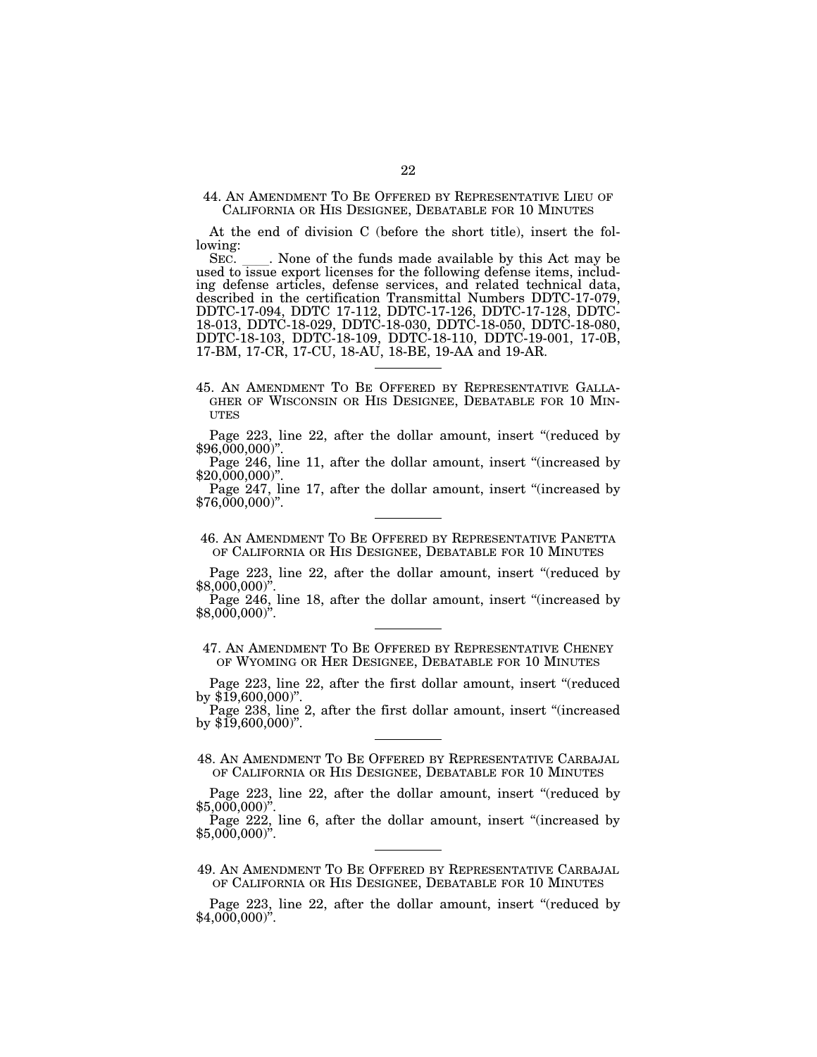44. AN AMENDMENT TO BE OFFERED BY REPRESENTATIVE LIEU OF CALIFORNIA OR HIS DESIGNEE, DEBATABLE FOR 10 MINUTES

At the end of division C (before the short title), insert the following:

SEC. \_\_\_\_. None of the funds made available by this Act may be used to issue export licenses for the following defense items, including defense articles, defense services, and related technical data, described in the certification Transmittal Numbers DDTC-17-079, DDTC-17-094, DDTC 17-112, DDTC-17-126, DDTC-17-128, DDTC-18-013, DDTC-18-029, DDTC-18-030, DDTC-18-050, DDTC-18-080, DDTC-18-103, DDTC-18-109, DDTC-18-110, DDTC-19-001, 17-0B, 17-BM, 17-CR, 17-CU, 18-AU, 18-BE, 19-AA and 19-AR.

---

45. AN AMENDMENT TO BE OFFERED BY REPRESENTATIVE GALLAGHER OF WISCONSIN OR HIS DESIGNEE, DEBATABLE FOR 10 MINUTES

Page 223, line 22, after the dollar amount, insert "(reduced by $96,000,000)".

Page 246, line 11, after the dollar amount, insert "(increased by $20,000,000)".

Page 247, line 17, after the dollar amount, insert "(increased by $76,000,000)".

---

46. AN AMENDMENT TO BE OFFERED BY REPRESENTATIVE PANETTA OF CALIFORNIA OR HIS DESIGNEE, DEBATABLE FOR 10 MINUTES

Page 223, line 22, after the dollar amount, insert "(reduced by $8,000,000)".

Page 246, line 18, after the dollar amount, insert "(increased by $8,000,000)".

---

47. AN AMENDMENT TO BE OFFERED BY REPRESENTATIVE CHENEY OF WYOMING OR HER DESIGNEE, DEBATABLE FOR 10 MINUTES

Page 223, line 22, after the first dollar amount, insert "(reduced by $19,600,000)".

Page 238, line 2, after the first dollar amount, insert "(increased by $19,600,000)".

---

48. AN AMENDMENT TO BE OFFERED BY REPRESENTATIVE CARBAJAL OF CALIFORNIA OR HIS DESIGNEE, DEBATABLE FOR 10 MINUTES

Page 223, line 22, after the dollar amount, insert "(reduced by $5,000,000)".

Page 222, line 6, after the dollar amount, insert "(increased by $5,000,000)".

---

49. AN AMENDMENT TO BE OFFERED BY REPRESENTATIVE CARBAJAL OF CALIFORNIA OR HIS DESIGNEE, DEBATABLE FOR 10 MINUTES

Page 223, line 22, after the dollar amount, insert "(reduced by $4,000,000)".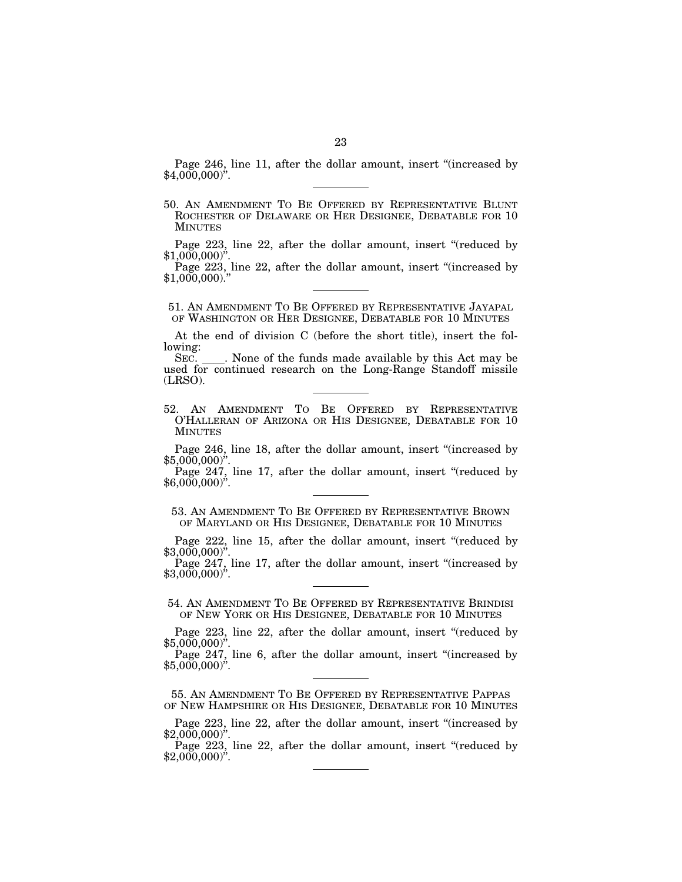Page 246, line 11, after the dollar amount, insert "(increased by $4,000,000)".

---

50. AN AMENDMENT TO BE OFFERED BY REPRESENTATIVE BLUNT ROCHESTER OF DELAWARE OR HER DESIGNEE, DEBATABLE FOR 10 MINUTES

Page 223, line 22, after the dollar amount, insert "(reduced by $1,000,000)".

Page 223, line 22, after the dollar amount, insert "(increased by $1,000,000)."

---

51. AN AMENDMENT TO BE OFFERED BY REPRESENTATIVE JAYAPAL OF WASHINGTON OR HER DESIGNEE, DEBATABLE FOR 10 MINUTES

At the end of division C (before the short title), insert the following:

SEC. ____. None of the funds made available by this Act may be used for continued research on the Long-Range Standoff missile (LRSO).

---

52. AN AMENDMENT TO BE OFFERED BY REPRESENTATIVE O'HALLERAN OF ARIZONA OR HIS DESIGNEE, DEBATABLE FOR 10 MINUTES

Page 246, line 18, after the dollar amount, insert "(increased by $5,000,000)".

Page 247, line 17, after the dollar amount, insert "(reduced by $6,000,000)".

---

53. AN AMENDMENT TO BE OFFERED BY REPRESENTATIVE BROWN OF MARYLAND OR HIS DESIGNEE, DEBATABLE FOR 10 MINUTES

Page 222, line 15, after the dollar amount, insert "(reduced by $3,000,000)".

Page 247, line 17, after the dollar amount, insert "(increased by $3,000,000)".

---

54. AN AMENDMENT TO BE OFFERED BY REPRESENTATIVE BRINDISI OF NEW YORK OR HIS DESIGNEE, DEBATABLE FOR 10 MINUTES

Page 223, line 22, after the dollar amount, insert "(reduced by $5,000,000)".

Page 247, line 6, after the dollar amount, insert "(increased by $5,000,000)".

---

55. AN AMENDMENT TO BE OFFERED BY REPRESENTATIVE PAPPAS OF NEW HAMPSHIRE OR HIS DESIGNEE, DEBATABLE FOR 10 MINUTES

Page 223, line 22, after the dollar amount, insert "(increased by $2,000,000)".

Page 223, line 22, after the dollar amount, insert "(reduced by $2,000,000)".

---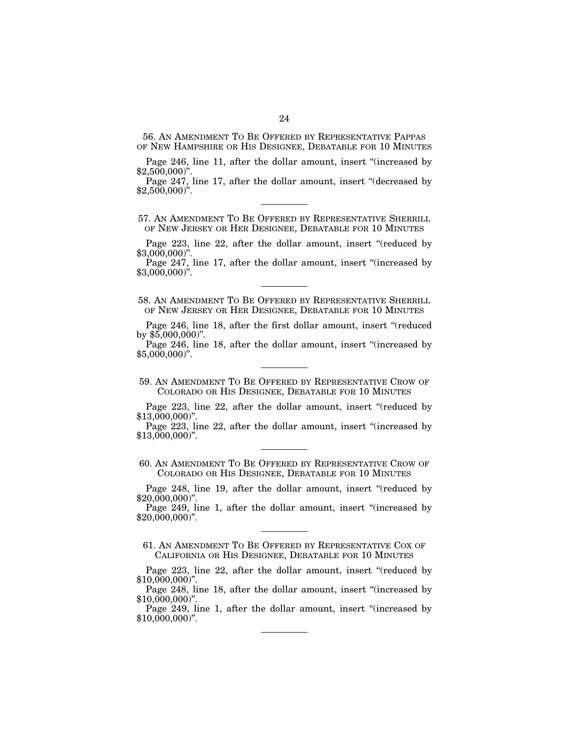56. AN AMENDMENT TO BE OFFERED BY REPRESENTATIVE PAPPAS OF NEW HAMPSHIRE OR HIS DESIGNEE, DEBATABLE FOR 10 MINUTES

Page 246, line 11, after the dollar amount, insert "(increased by $2,500,000)".

Page 247, line 17, after the dollar amount, insert "(decreased by $2,500,000)".

---

57. AN AMENDMENT TO BE OFFERED BY REPRESENTATIVE SHERRILL OF NEW JERSEY OR HER DESIGNEE, DEBATABLE FOR 10 MINUTES

Page 223, line 22, after the dollar amount, insert "(reduced by $3,000,000)".

Page 247, line 17, after the dollar amount, insert "(increased by $3,000,000)".

---

58. AN AMENDMENT TO BE OFFERED BY REPRESENTATIVE SHERRILL OF NEW JERSEY OR HER DESIGNEE, DEBATABLE FOR 10 MINUTES

Page 246, line 18, after the first dollar amount, insert "(reduced by $5,000,000)".

Page 246, line 18, after the dollar amount, insert "(increased by $5,000,000)".

---

59. AN AMENDMENT TO BE OFFERED BY REPRESENTATIVE CROW OF COLORADO OR HIS DESIGNEE, DEBATABLE FOR 10 MINUTES

Page 223, line 22, after the dollar amount, insert "(reduced by $13,000,000)".

Page 223, line 22, after the dollar amount, insert "(increased by $13,000,000)".

---

60. AN AMENDMENT TO BE OFFERED BY REPRESENTATIVE CROW OF COLORADO OR HIS DESIGNEE, DEBATABLE FOR 10 MINUTES

Page 248, line 19, after the dollar amount, insert "(reduced by $20,000,000)".

Page 249, line 1, after the dollar amount, insert "(increased by $20,000,000)".

---

61. AN AMENDMENT TO BE OFFERED BY REPRESENTATIVE COX OF CALIFORNIA OR HIS DESIGNEE, DEBATABLE FOR 10 MINUTES

Page 223, line 22, after the dollar amount, insert "(reduced by $10,000,000)".

Page 248, line 18, after the dollar amount, insert "(increased by $10,000,000)".

Page 249, line 1, after the dollar amount, insert "(increased by $10,000,000)".

---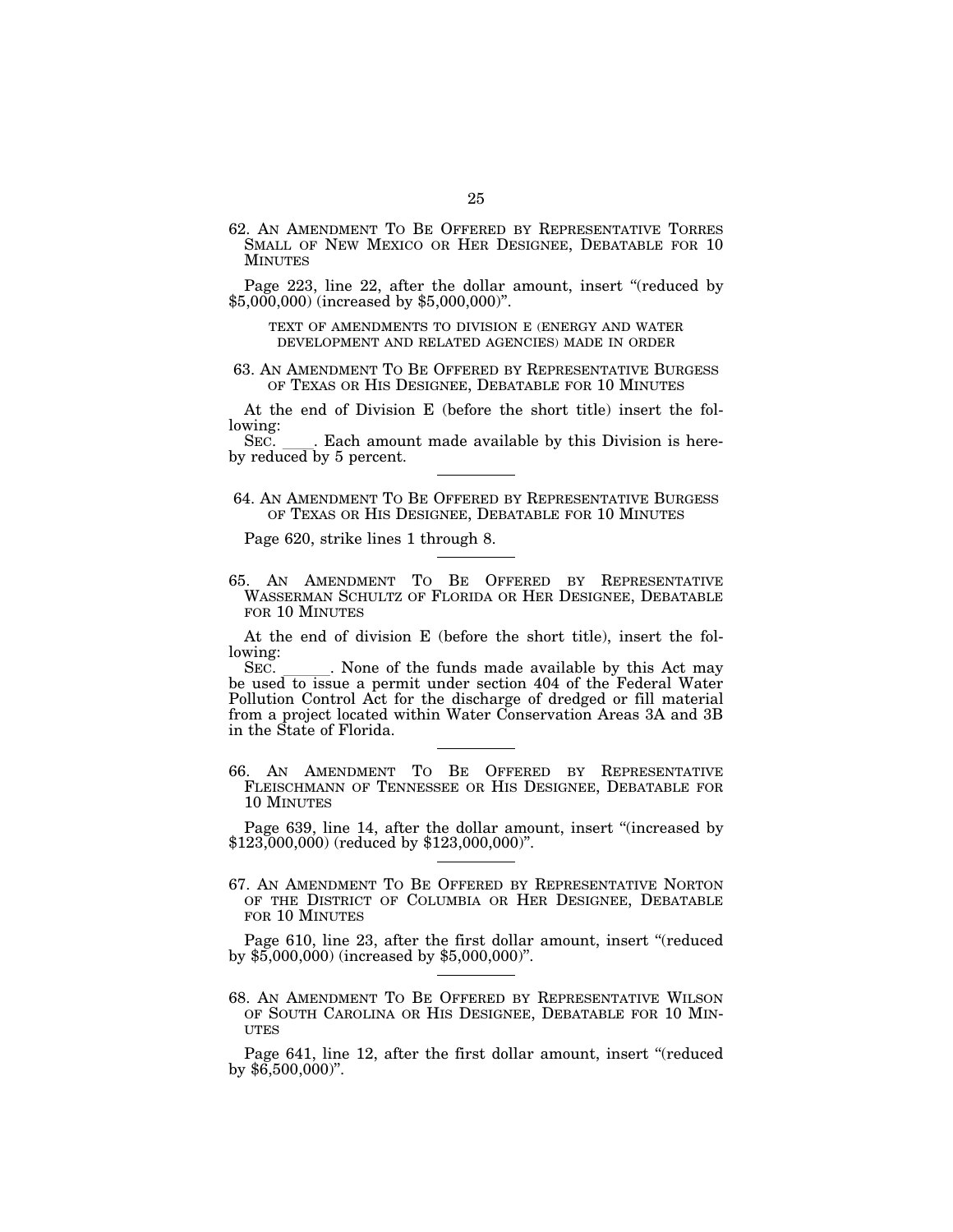62. AN AMENDMENT TO BE OFFERED BY REPRESENTATIVE TORRES SMALL OF NEW MEXICO OR HER DESIGNEE, DEBATABLE FOR 10 MINUTES

Page 223, line 22, after the dollar amount, insert "(reduced by $5,000,000) (increased by $5,000,000)".

TEXT OF AMENDMENTS TO DIVISION E (ENERGY AND WATER DEVELOPMENT AND RELATED AGENCIES) MADE IN ORDER

63. AN AMENDMENT TO BE OFFERED BY REPRESENTATIVE BURGESS OF TEXAS OR HIS DESIGNEE, DEBATABLE FOR 10 MINUTES

At the end of Division E (before the short title) insert the following:

SEC. ____. Each amount made available by this Division is hereby reduced by 5 percent.

---

64. AN AMENDMENT TO BE OFFERED BY REPRESENTATIVE BURGESS OF TEXAS OR HIS DESIGNEE, DEBATABLE FOR 10 MINUTES

Page 620, strike lines 1 through 8.

---

65. AN AMENDMENT TO BE OFFERED BY REPRESENTATIVE WASSERMAN SCHULTZ OF FLORIDA OR HER DESIGNEE, DEBATABLE FOR 10 MINUTES

At the end of division E (before the short title), insert the following:

SEC. ______. None of the funds made available by this Act may be used to issue a permit under section 404 of the Federal Water Pollution Control Act for the discharge of dredged or fill material from a project located within Water Conservation Areas 3A and 3B in the State of Florida.

---

66. AN AMENDMENT TO BE OFFERED BY REPRESENTATIVE FLEISCHMANN OF TENNESSEE OR HIS DESIGNEE, DEBATABLE FOR 10 MINUTES

Page 639, line 14, after the dollar amount, insert "(increased by $123,000,000) (reduced by $123,000,000)".

---

67. AN AMENDMENT TO BE OFFERED BY REPRESENTATIVE NORTON OF THE DISTRICT OF COLUMBIA OR HER DESIGNEE, DEBATABLE FOR 10 MINUTES

Page 610, line 23, after the first dollar amount, insert "(reduced by $5,000,000) (increased by $5,000,000)".

---

68. AN AMENDMENT TO BE OFFERED BY REPRESENTATIVE WILSON OF SOUTH CAROLINA OR HIS DESIGNEE, DEBATABLE FOR 10 MINUTES

Page 641, line 12, after the first dollar amount, insert "(reduced by $6,500,000)".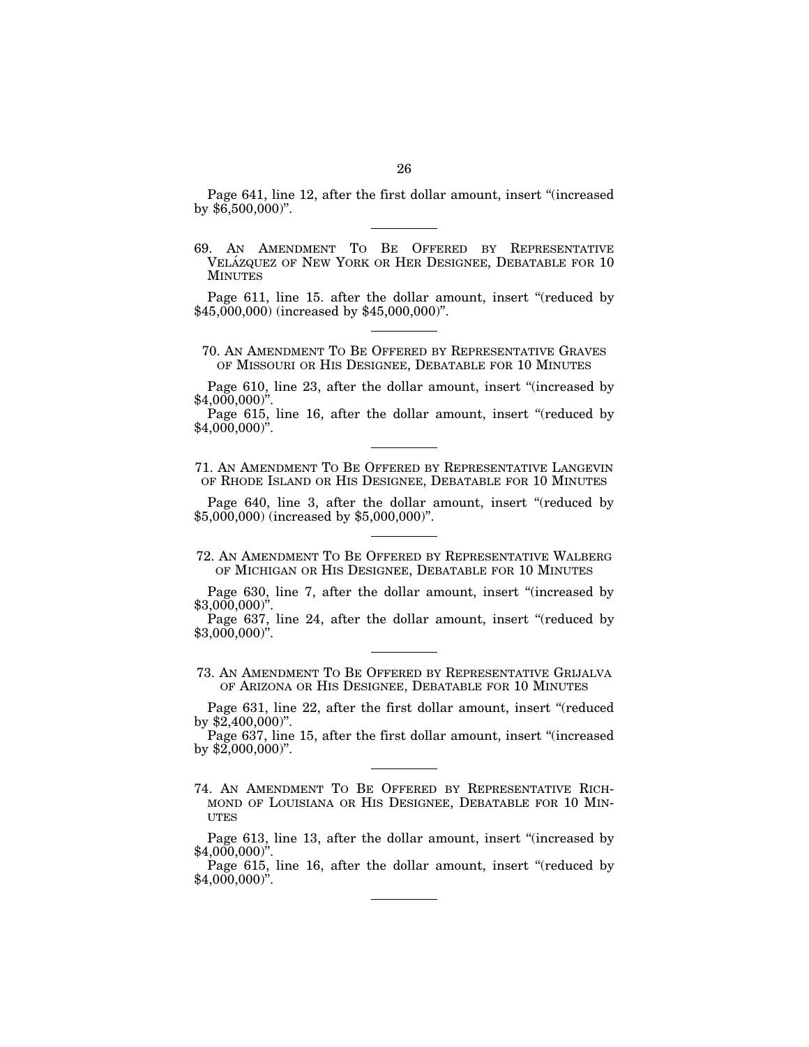Page 641, line 12, after the first dollar amount, insert “(increased by $6,500,000)”.

---

69. AN AMENDMENT TO BE OFFERED BY REPRESENTATIVE VELÁZQUEZ OF NEW YORK OR HER DESIGNEE, DEBATABLE FOR 10 MINUTES

Page 611, line 15. after the dollar amount, insert “(reduced by $45,000,000) (increased by $45,000,000)”.

---

70. AN AMENDMENT TO BE OFFERED BY REPRESENTATIVE GRAVES OF MISSOURI OR HIS DESIGNEE, DEBATABLE FOR 10 MINUTES

Page 610, line 23, after the dollar amount, insert “(increased by $4,000,000)”.

Page 615, line 16, after the dollar amount, insert “(reduced by $4,000,000)”.

---

71. AN AMENDMENT TO BE OFFERED BY REPRESENTATIVE LANGEVIN OF RHODE ISLAND OR HIS DESIGNEE, DEBATABLE FOR 10 MINUTES

Page 640, line 3, after the dollar amount, insert “(reduced by $5,000,000) (increased by $5,000,000)”.

---

72. AN AMENDMENT TO BE OFFERED BY REPRESENTATIVE WALBERG OF MICHIGAN OR HIS DESIGNEE, DEBATABLE FOR 10 MINUTES

Page 630, line 7, after the dollar amount, insert “(increased by $3,000,000)”.

Page 637, line 24, after the dollar amount, insert “(reduced by $3,000,000)”.

---

73. AN AMENDMENT TO BE OFFERED BY REPRESENTATIVE GRIJALVA OF ARIZONA OR HIS DESIGNEE, DEBATABLE FOR 10 MINUTES

Page 631, line 22, after the first dollar amount, insert “(reduced by $2,400,000)”.

Page 637, line 15, after the first dollar amount, insert “(increased by $2,000,000)”.

---

74. AN AMENDMENT TO BE OFFERED BY REPRESENTATIVE RICHMOND OF LOUISIANA OR HIS DESIGNEE, DEBATABLE FOR 10 MINUTES

Page 613, line 13, after the dollar amount, insert “(increased by $4,000,000)”.

Page 615, line 16, after the dollar amount, insert “(reduced by $4,000,000)”.

---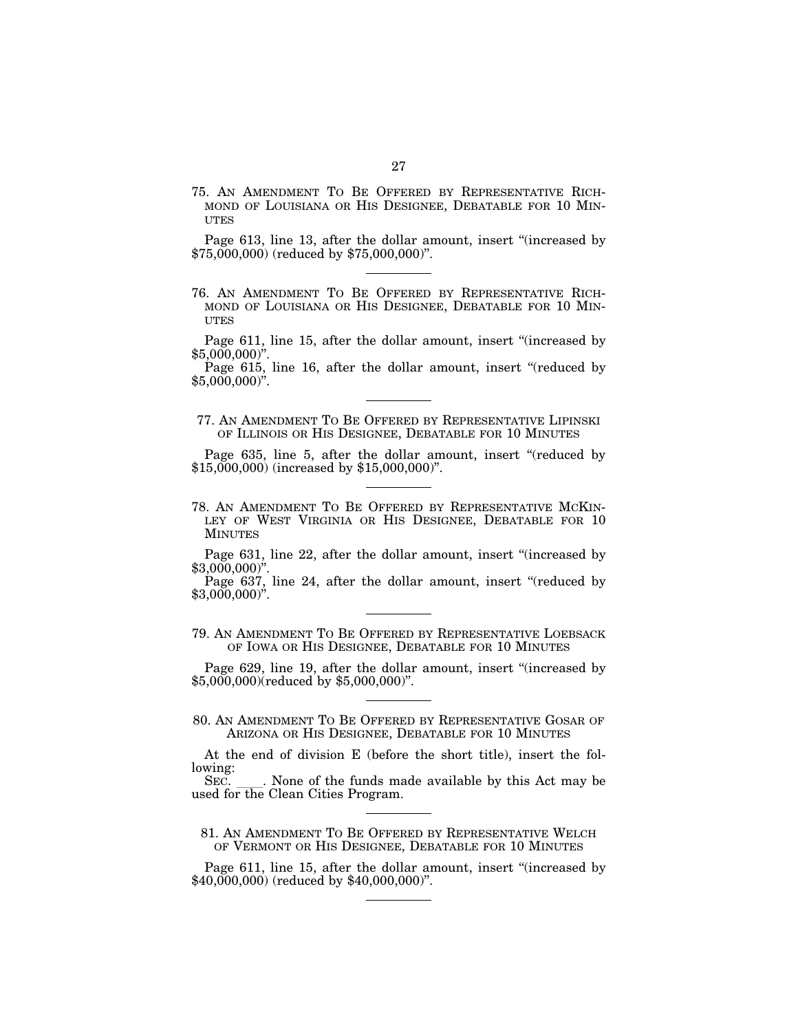75. AN AMENDMENT TO BE OFFERED BY REPRESENTATIVE RICHMOND OF LOUISIANA OR HIS DESIGNEE, DEBATABLE FOR 10 MINUTES

Page 613, line 13, after the dollar amount, insert "(increased by $75,000,000) (reduced by $75,000,000)".

---

76. AN AMENDMENT TO BE OFFERED BY REPRESENTATIVE RICHMOND OF LOUISIANA OR HIS DESIGNEE, DEBATABLE FOR 10 MINUTES

Page 611, line 15, after the dollar amount, insert "(increased by $5,000,000)".

Page 615, line 16, after the dollar amount, insert "(reduced by $5,000,000)".

---

77. AN AMENDMENT TO BE OFFERED BY REPRESENTATIVE LIPINSKI OF ILLINOIS OR HIS DESIGNEE, DEBATABLE FOR 10 MINUTES

Page 635, line 5, after the dollar amount, insert "(reduced by $15,000,000) (increased by $15,000,000)".

---

78. AN AMENDMENT TO BE OFFERED BY REPRESENTATIVE MCKINLEY OF WEST VIRGINIA OR HIS DESIGNEE, DEBATABLE FOR 10 MINUTES

Page 631, line 22, after the dollar amount, insert "(increased by $3,000,000)".

Page 637, line 24, after the dollar amount, insert "(reduced by $3,000,000)".

---

79. AN AMENDMENT TO BE OFFERED BY REPRESENTATIVE LOEBSACK OF IOWA OR HIS DESIGNEE, DEBATABLE FOR 10 MINUTES

Page 629, line 19, after the dollar amount, insert "(increased by $5,000,000)(reduced by $5,000,000)".

---

80. AN AMENDMENT TO BE OFFERED BY REPRESENTATIVE GOSAR OF ARIZONA OR HIS DESIGNEE, DEBATABLE FOR 10 MINUTES

At the end of division E (before the short title), insert the following:

SEC. \_\_\_\_. None of the funds made available by this Act may be used for the Clean Cities Program.

---

81. AN AMENDMENT TO BE OFFERED BY REPRESENTATIVE WELCH OF VERMONT OR HIS DESIGNEE, DEBATABLE FOR 10 MINUTES

Page 611, line 15, after the dollar amount, insert "(increased by $40,000,000) (reduced by $40,000,000)".

---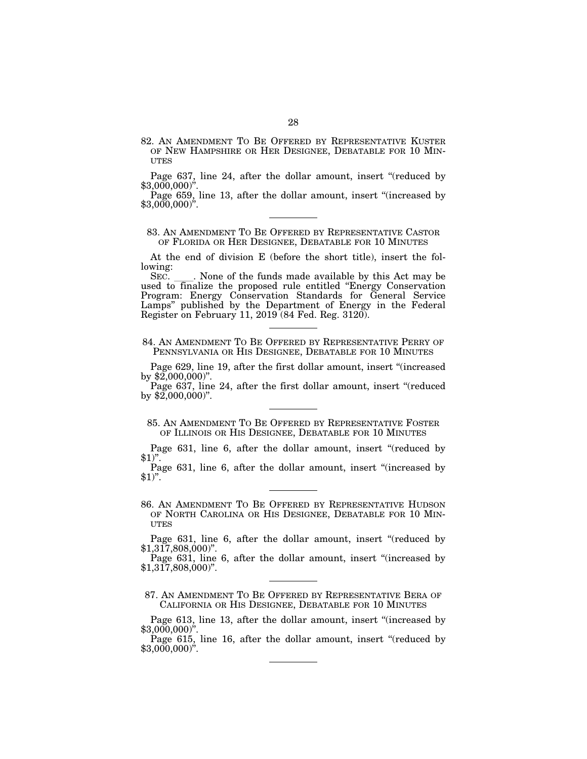82. AN AMENDMENT TO BE OFFERED BY REPRESENTATIVE KUSTER OF NEW HAMPSHIRE OR HER DESIGNEE, DEBATABLE FOR 10 MINUTES

Page 637, line 24, after the dollar amount, insert "(reduced by $3,000,000)".

Page 659, line 13, after the dollar amount, insert "(increased by $3,000,000)".

---

83. AN AMENDMENT TO BE OFFERED BY REPRESENTATIVE CASTOR OF FLORIDA OR HER DESIGNEE, DEBATABLE FOR 10 MINUTES

At the end of division E (before the short title), insert the following:

SEC. \_\_\_\_. None of the funds made available by this Act may be used to finalize the proposed rule entitled "Energy Conservation Program: Energy Conservation Standards for General Service Lamps" published by the Department of Energy in the Federal Register on February 11, 2019 (84 Fed. Reg. 3120).

---

84. AN AMENDMENT TO BE OFFERED BY REPRESENTATIVE PERRY OF PENNSYLVANIA OR HIS DESIGNEE, DEBATABLE FOR 10 MINUTES

Page 629, line 19, after the first dollar amount, insert "(increased by $2,000,000)".

Page 637, line 24, after the first dollar amount, insert "(reduced by $2,000,000)".

---

85. AN AMENDMENT TO BE OFFERED BY REPRESENTATIVE FOSTER OF ILLINOIS OR HIS DESIGNEE, DEBATABLE FOR 10 MINUTES

Page 631, line 6, after the dollar amount, insert "(reduced by $1)".

Page 631, line 6, after the dollar amount, insert "(increased by $1)".

---

86. AN AMENDMENT TO BE OFFERED BY REPRESENTATIVE HUDSON OF NORTH CAROLINA OR HIS DESIGNEE, DEBATABLE FOR 10 MINUTES

Page 631, line 6, after the dollar amount, insert "(reduced by $1,317,808,000)".

Page 631, line 6, after the dollar amount, insert "(increased by $1,317,808,000)".

---

87. AN AMENDMENT TO BE OFFERED BY REPRESENTATIVE BERA OF CALIFORNIA OR HIS DESIGNEE, DEBATABLE FOR 10 MINUTES

Page 613, line 13, after the dollar amount, insert "(increased by $3,000,000)".

Page 615, line 16, after the dollar amount, insert "(reduced by $3,000,000)".

---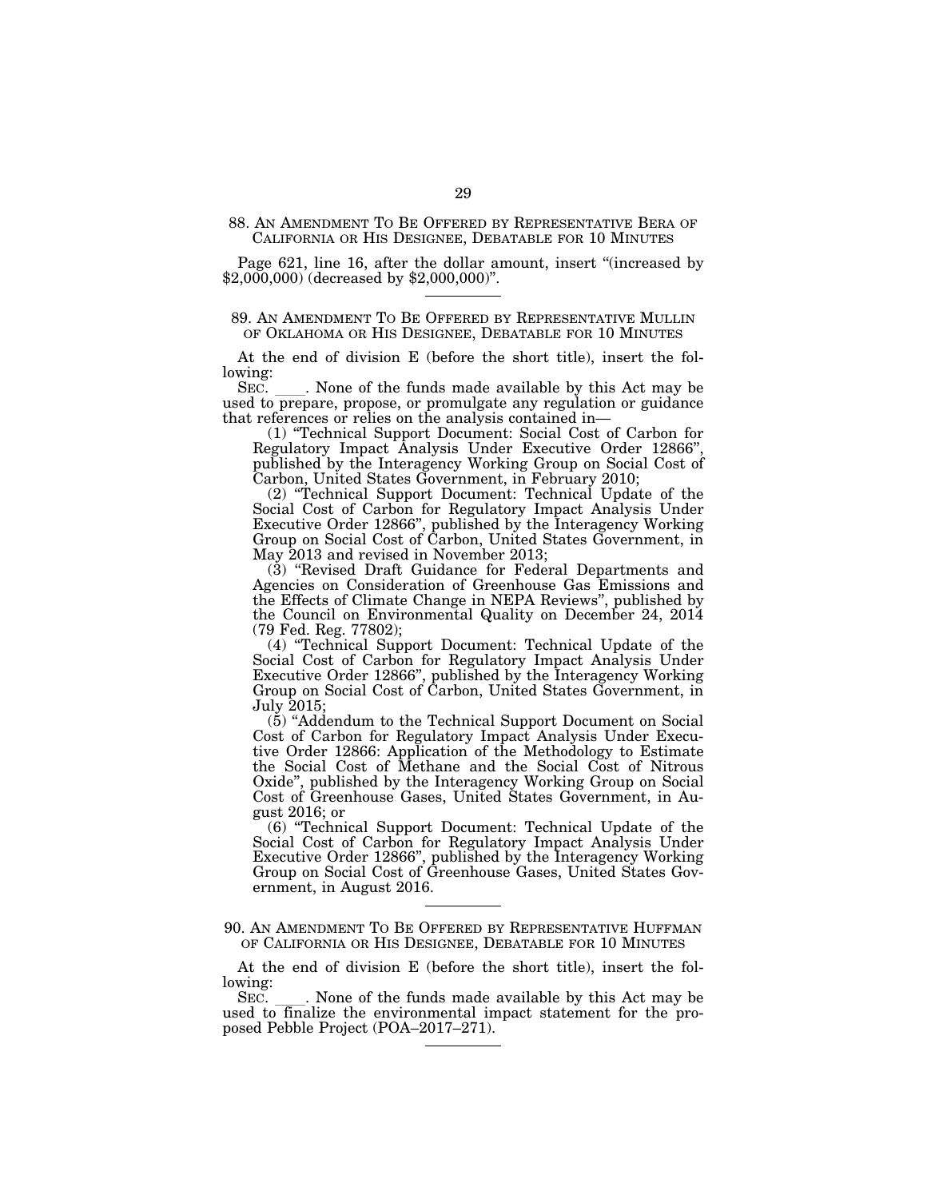## 88. An Amendment To Be Offered by Representative Bera of California or His Designee, Debatable for 10 Minutes

Page 621, line 16, after the dollar amount, insert "(increased by $2,000,000) (decreased by $2,000,000)".

---

## 89. An Amendment To Be Offered by Representative Mullin of Oklahoma or His Designee, Debatable for 10 Minutes

At the end of division E (before the short title), insert the following:

SEC. \_\_\_\_. None of the funds made available by this Act may be used to prepare, propose, or promulgate any regulation or guidance that references or relies on the analysis contained in—

(1) "Technical Support Document: Social Cost of Carbon for Regulatory Impact Analysis Under Executive Order 12866", published by the Interagency Working Group on Social Cost of Carbon, United States Government, in February 2010;

(2) "Technical Support Document: Technical Update of the Social Cost of Carbon for Regulatory Impact Analysis Under Executive Order 12866", published by the Interagency Working Group on Social Cost of Carbon, United States Government, in May 2013 and revised in November 2013;

(3) "Revised Draft Guidance for Federal Departments and Agencies on Consideration of Greenhouse Gas Emissions and the Effects of Climate Change in NEPA Reviews", published by the Council on Environmental Quality on December 24, 2014 (79 Fed. Reg. 77802);

(4) "Technical Support Document: Technical Update of the Social Cost of Carbon for Regulatory Impact Analysis Under Executive Order 12866", published by the Interagency Working Group on Social Cost of Carbon, United States Government, in July 2015;

(5) "Addendum to the Technical Support Document on Social Cost of Carbon for Regulatory Impact Analysis Under Executive Order 12866: Application of the Methodology to Estimate the Social Cost of Methane and the Social Cost of Nitrous Oxide", published by the Interagency Working Group on Social Cost of Greenhouse Gases, United States Government, in August 2016; or

(6) "Technical Support Document: Technical Update of the Social Cost of Carbon for Regulatory Impact Analysis Under Executive Order 12866", published by the Interagency Working Group on Social Cost of Greenhouse Gases, United States Government, in August 2016.

---

## 90. An Amendment To Be Offered by Representative Huffman of California or His Designee, Debatable for 10 Minutes

At the end of division E (before the short title), insert the following:

SEC. \_\_\_\_. None of the funds made available by this Act may be used to finalize the environmental impact statement for the proposed Pebble Project (POA–2017–271).

---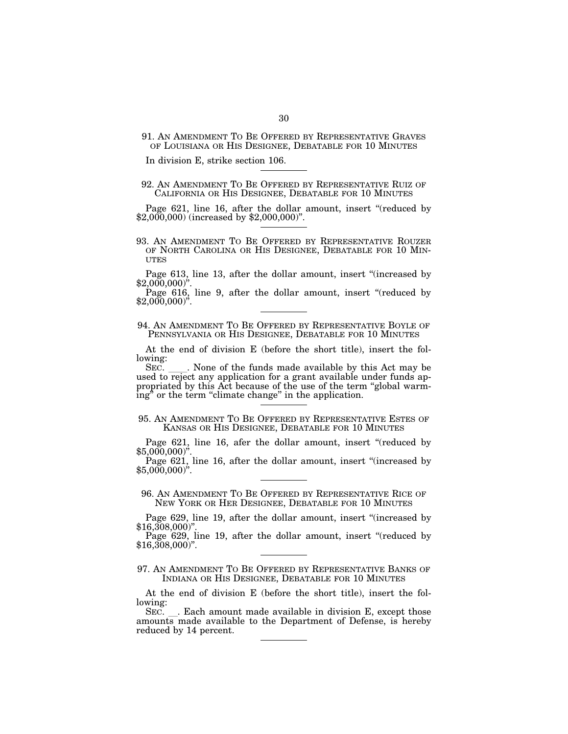91. AN AMENDMENT TO BE OFFERED BY REPRESENTATIVE GRAVES OF LOUISIANA OR HIS DESIGNEE, DEBATABLE FOR 10 MINUTES

In division E, strike section 106.

---

92. AN AMENDMENT TO BE OFFERED BY REPRESENTATIVE RUIZ OF CALIFORNIA OR HIS DESIGNEE, DEBATABLE FOR 10 MINUTES

Page 621, line 16, after the dollar amount, insert "(reduced by $2,000,000) (increased by $2,000,000)".

---

93. AN AMENDMENT TO BE OFFERED BY REPRESENTATIVE ROUZER OF NORTH CAROLINA OR HIS DESIGNEE, DEBATABLE FOR 10 MINUTES

Page 613, line 13, after the dollar amount, insert "(increased by $2,000,000)".

Page 616, line 9, after the dollar amount, insert "(reduced by $2,000,000)".

---

94. AN AMENDMENT TO BE OFFERED BY REPRESENTATIVE BOYLE OF PENNSYLVANIA OR HIS DESIGNEE, DEBATABLE FOR 10 MINUTES

At the end of division E (before the short title), insert the following:

SEC. ____. None of the funds made available by this Act may be used to reject any application for a grant available under funds appropriated by this Act because of the use of the term "global warming" or the term "climate change" in the application.

---

95. AN AMENDMENT TO BE OFFERED BY REPRESENTATIVE ESTES OF KANSAS OR HIS DESIGNEE, DEBATABLE FOR 10 MINUTES

Page 621, line 16, afer the dollar amount, insert "(reduced by $5,000,000)".

Page 621, line 16, after the dollar amount, insert "(increased by $5,000,000)".

---

96. AN AMENDMENT TO BE OFFERED BY REPRESENTATIVE RICE OF NEW YORK OR HER DESIGNEE, DEBATABLE FOR 10 MINUTES

Page 629, line 19, after the dollar amount, insert "(increased by $16,308,000)".

Page 629, line 19, after the dollar amount, insert "(reduced by $16,308,000)".

---

97. AN AMENDMENT TO BE OFFERED BY REPRESENTATIVE BANKS OF INDIANA OR HIS DESIGNEE, DEBATABLE FOR 10 MINUTES

At the end of division E (before the short title), insert the following:

SEC. __. Each amount made available in division E, except those amounts made available to the Department of Defense, is hereby reduced by 14 percent.

---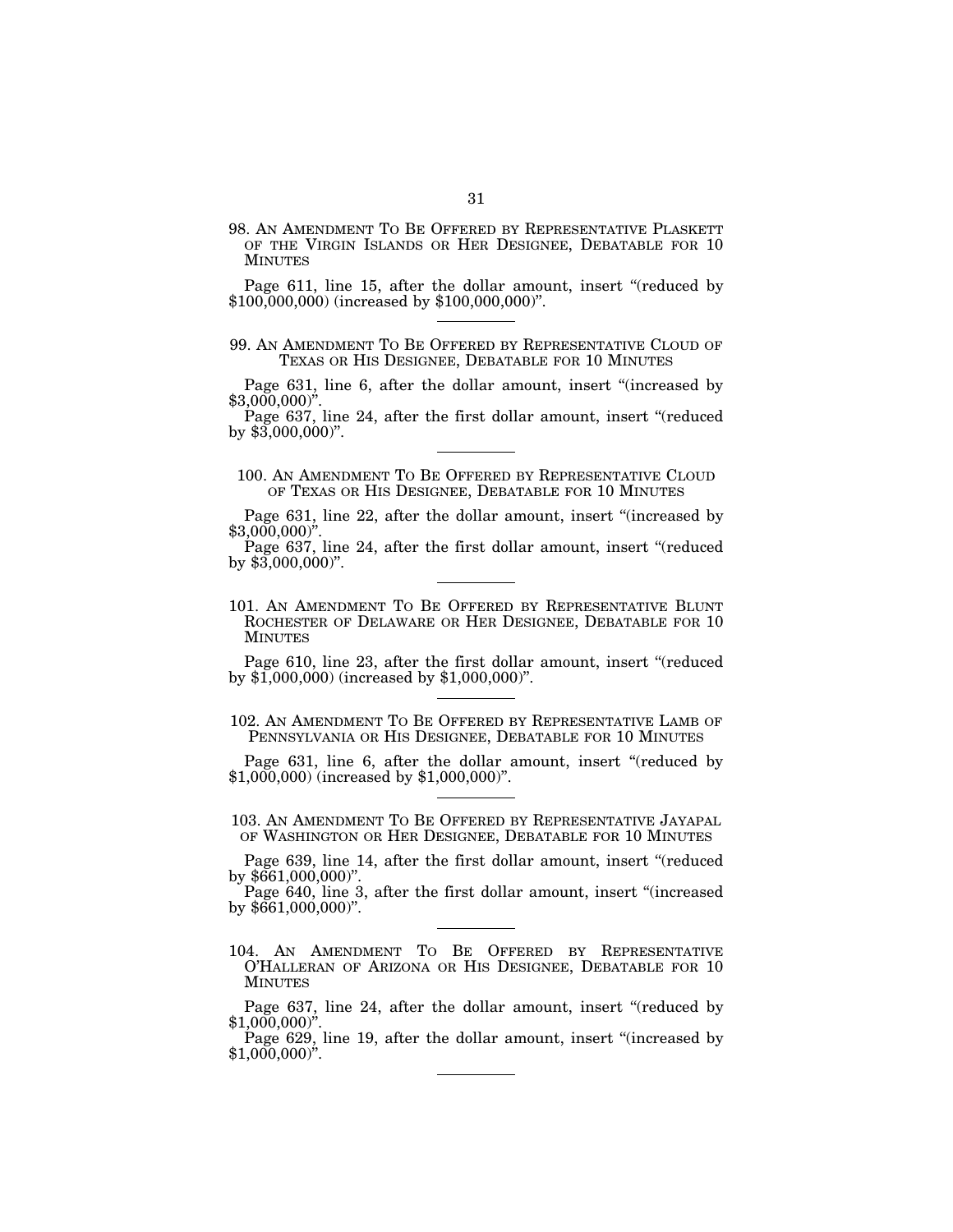98. AN AMENDMENT TO BE OFFERED BY REPRESENTATIVE PLASKETT OF THE VIRGIN ISLANDS OR HER DESIGNEE, DEBATABLE FOR 10 MINUTES

Page 611, line 15, after the dollar amount, insert "(reduced by $100,000,000) (increased by $100,000,000)".

---

99. AN AMENDMENT TO BE OFFERED BY REPRESENTATIVE CLOUD OF TEXAS OR HIS DESIGNEE, DEBATABLE FOR 10 MINUTES

Page 631, line 6, after the dollar amount, insert "(increased by $3,000,000)".

Page 637, line 24, after the first dollar amount, insert "(reduced by $3,000,000)".

---

100. AN AMENDMENT TO BE OFFERED BY REPRESENTATIVE CLOUD OF TEXAS OR HIS DESIGNEE, DEBATABLE FOR 10 MINUTES

Page 631, line 22, after the dollar amount, insert "(increased by $3,000,000)".

Page 637, line 24, after the first dollar amount, insert "(reduced by $3,000,000)".

---

101. AN AMENDMENT TO BE OFFERED BY REPRESENTATIVE BLUNT ROCHESTER OF DELAWARE OR HER DESIGNEE, DEBATABLE FOR 10 MINUTES

Page 610, line 23, after the first dollar amount, insert "(reduced by $1,000,000) (increased by $1,000,000)".

---

102. AN AMENDMENT TO BE OFFERED BY REPRESENTATIVE LAMB OF PENNSYLVANIA OR HIS DESIGNEE, DEBATABLE FOR 10 MINUTES

Page 631, line 6, after the dollar amount, insert "(reduced by $1,000,000) (increased by $1,000,000)".

---

103. AN AMENDMENT TO BE OFFERED BY REPRESENTATIVE JAYAPAL OF WASHINGTON OR HER DESIGNEE, DEBATABLE FOR 10 MINUTES

Page 639, line 14, after the first dollar amount, insert "(reduced by $661,000,000)".

Page 640, line 3, after the first dollar amount, insert "(increased by $661,000,000)".

---

104. AN AMENDMENT TO BE OFFERED BY REPRESENTATIVE O'HALLERAN OF ARIZONA OR HIS DESIGNEE, DEBATABLE FOR 10 MINUTES

Page 637, line 24, after the dollar amount, insert "(reduced by $1,000,000)".

Page 629, line 19, after the dollar amount, insert "(increased by $1,000,000)".

---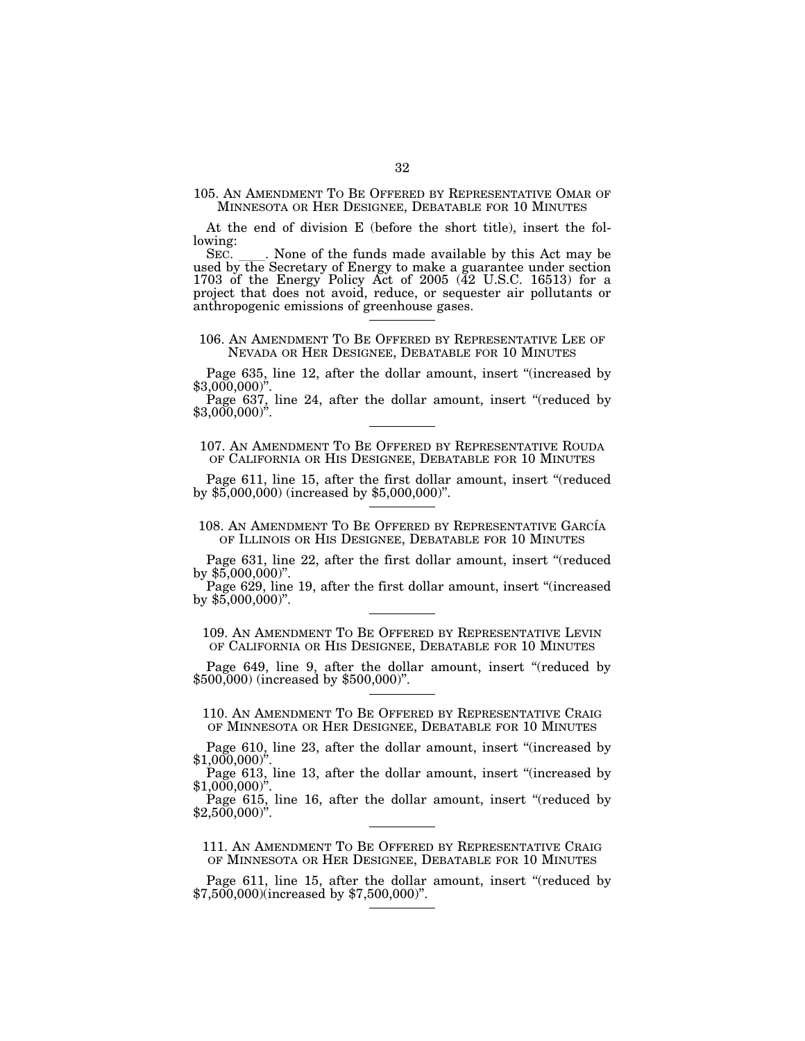105. AN AMENDMENT TO BE OFFERED BY REPRESENTATIVE OMAR OF MINNESOTA OR HER DESIGNEE, DEBATABLE FOR 10 MINUTES

At the end of division E (before the short title), insert the following:

SEC. \_\_\_\_. None of the funds made available by this Act may be used by the Secretary of Energy to make a guarantee under section 1703 of the Energy Policy Act of 2005 (42 U.S.C. 16513) for a project that does not avoid, reduce, or sequester air pollutants or anthropogenic emissions of greenhouse gases.

---

106. AN AMENDMENT TO BE OFFERED BY REPRESENTATIVE LEE OF NEVADA OR HER DESIGNEE, DEBATABLE FOR 10 MINUTES

Page 635, line 12, after the dollar amount, insert "(increased by $3,000,000)".

Page 637, line 24, after the dollar amount, insert "(reduced by $3,000,000)".

---

107. AN AMENDMENT TO BE OFFERED BY REPRESENTATIVE ROUDA OF CALIFORNIA OR HIS DESIGNEE, DEBATABLE FOR 10 MINUTES

Page 611, line 15, after the first dollar amount, insert "(reduced by $5,000,000) (increased by $5,000,000)".

---

108. AN AMENDMENT TO BE OFFERED BY REPRESENTATIVE GARCÍA OF ILLINOIS OR HIS DESIGNEE, DEBATABLE FOR 10 MINUTES

Page 631, line 22, after the first dollar amount, insert "(reduced by $5,000,000)".

Page 629, line 19, after the first dollar amount, insert "(increased by $5,000,000)".

---

109. AN AMENDMENT TO BE OFFERED BY REPRESENTATIVE LEVIN OF CALIFORNIA OR HIS DESIGNEE, DEBATABLE FOR 10 MINUTES

Page 649, line 9, after the dollar amount, insert "(reduced by $500,000) (increased by $500,000)".

---

110. AN AMENDMENT TO BE OFFERED BY REPRESENTATIVE CRAIG OF MINNESOTA OR HER DESIGNEE, DEBATABLE FOR 10 MINUTES

Page 610, line 23, after the dollar amount, insert "(increased by $1,000,000)".

Page 613, line 13, after the dollar amount, insert "(increased by $1,000,000)".

Page 615, line 16, after the dollar amount, insert "(reduced by $2,500,000)".

---

111. AN AMENDMENT TO BE OFFERED BY REPRESENTATIVE CRAIG OF MINNESOTA OR HER DESIGNEE, DEBATABLE FOR 10 MINUTES

Page 611, line 15, after the dollar amount, insert "(reduced by $7,500,000)(increased by $7,500,000)".

---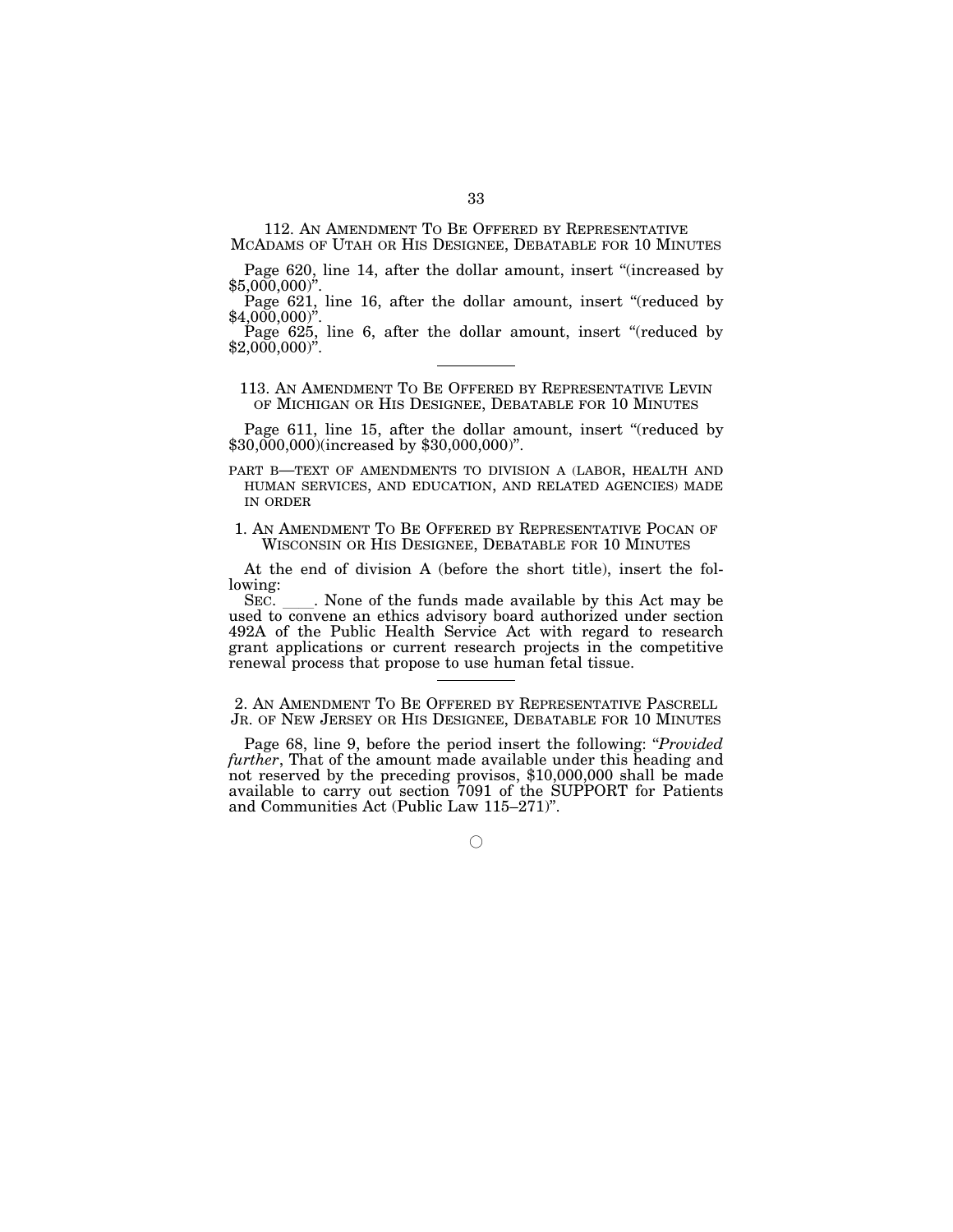### 112. AN AMENDMENT TO BE OFFERED BY REPRESENTATIVE MCADAMS OF UTAH OR HIS DESIGNEE, DEBATABLE FOR 10 MINUTES

Page 620, line 14, after the dollar amount, insert "(increased by $5,000,000)".

Page 621, line 16, after the dollar amount, insert "(reduced by $4,000,000)".

Page 625, line 6, after the dollar amount, insert "(reduced by $2,000,000)".

---

### 113. AN AMENDMENT TO BE OFFERED BY REPRESENTATIVE LEVIN OF MICHIGAN OR HIS DESIGNEE, DEBATABLE FOR 10 MINUTES

Page 611, line 15, after the dollar amount, insert "(reduced by $30,000,000)(increased by $30,000,000)".

## PART B—TEXT OF AMENDMENTS TO DIVISION A (LABOR, HEALTH AND HUMAN SERVICES, AND EDUCATION, AND RELATED AGENCIES) MADE IN ORDER

### 1. AN AMENDMENT TO BE OFFERED BY REPRESENTATIVE POCAN OF WISCONSIN OR HIS DESIGNEE, DEBATABLE FOR 10 MINUTES

At the end of division A (before the short title), insert the following:

SEC. \_\_\_\_. None of the funds made available by this Act may be used to convene an ethics advisory board authorized under section 492A of the Public Health Service Act with regard to research grant applications or current research projects in the competitive renewal process that propose to use human fetal tissue.

---

### 2. AN AMENDMENT TO BE OFFERED BY REPRESENTATIVE PASCRELL JR. OF NEW JERSEY OR HIS DESIGNEE, DEBATABLE FOR 10 MINUTES

Page 68, line 9, before the period insert the following: "*Provided further*, That of the amount made available under this heading and not reserved by the preceding provisos, $10,000,000 shall be made available to carry out section 7091 of the SUPPORT for Patients and Communities Act (Public Law 115–271)".

○